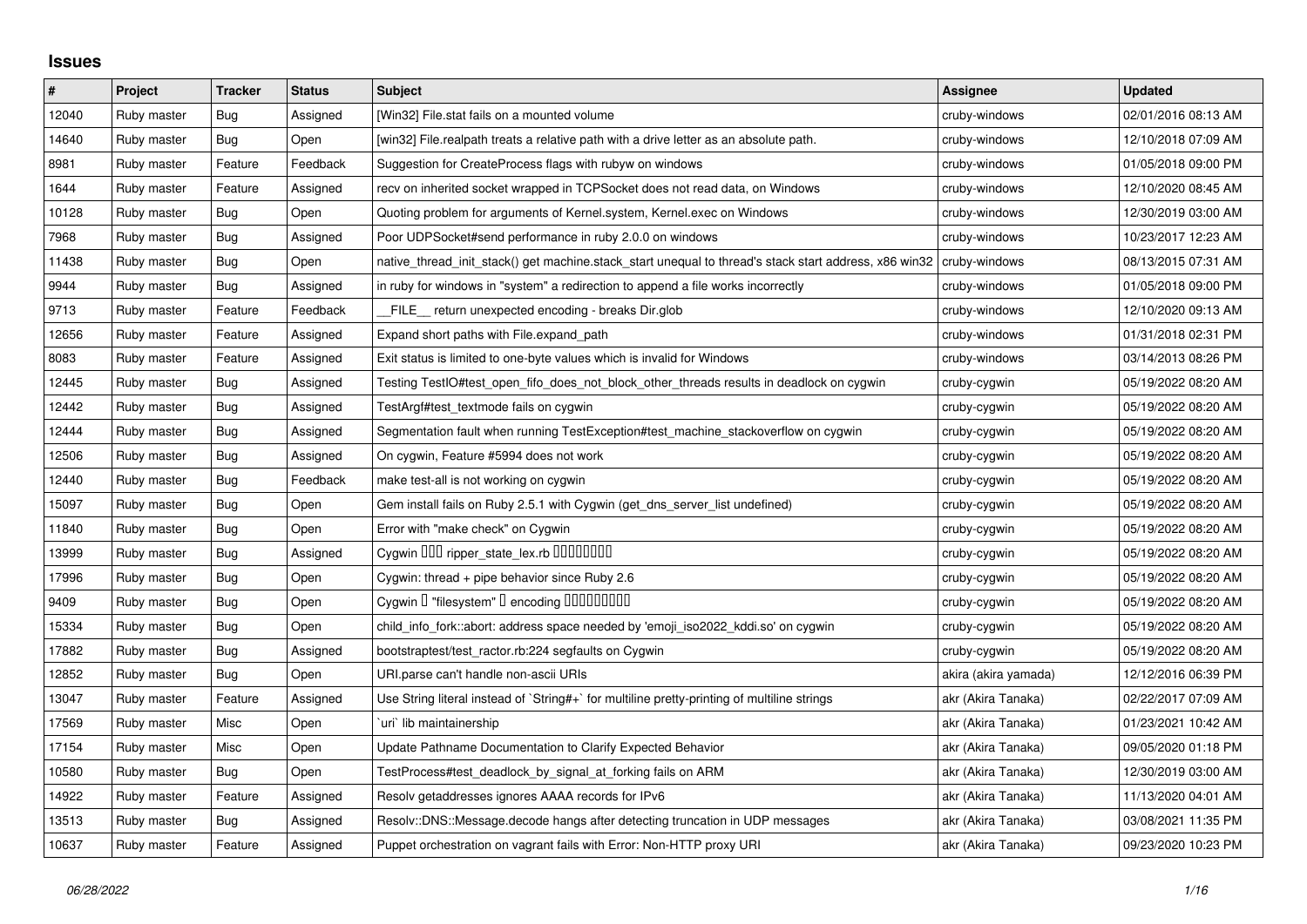# Issues

| # | Project | Tracker | Status | Subject | Assignee | Updated |
|---|---|---|---|---|---|---|
| 12040 | Ruby master | Bug | Assigned | [Win32] File.stat fails on a mounted volume | cruby-windows | 02/01/2016 08:13 AM |
| 14640 | Ruby master | Bug | Open | [win32] File.realpath treats a relative path with a drive letter as an absolute path. | cruby-windows | 12/10/2018 07:09 AM |
| 8981 | Ruby master | Feature | Feedback | Suggestion for CreateProcess flags with rubyw on windows | cruby-windows | 01/05/2018 09:00 PM |
| 1644 | Ruby master | Feature | Assigned | recv on inherited socket wrapped in TCPSocket does not read data, on Windows | cruby-windows | 12/10/2020 08:45 AM |
| 10128 | Ruby master | Bug | Open | Quoting problem for arguments of Kernel.system, Kernel.exec on Windows | cruby-windows | 12/30/2019 03:00 AM |
| 7968 | Ruby master | Bug | Assigned | Poor UDPSocket#send performance in ruby 2.0.0 on windows | cruby-windows | 10/23/2017 12:23 AM |
| 11438 | Ruby master | Bug | Open | native_thread_init_stack() get machine.stack_start unequal to thread's stack start address, x86 win32 | cruby-windows | 08/13/2015 07:31 AM |
| 9944 | Ruby master | Bug | Assigned | in ruby for windows in "system" a redirection to append a file works incorrectly | cruby-windows | 01/05/2018 09:00 PM |
| 9713 | Ruby master | Feature | Feedback | __FILE__ return unexpected encoding - breaks Dir.glob | cruby-windows | 12/10/2020 09:13 AM |
| 12656 | Ruby master | Feature | Assigned | Expand short paths with File.expand_path | cruby-windows | 01/31/2018 02:31 PM |
| 8083 | Ruby master | Feature | Assigned | Exit status is limited to one-byte values which is invalid for Windows | cruby-windows | 03/14/2013 08:26 PM |
| 12445 | Ruby master | Bug | Assigned | Testing TestIO#test_open_fifo_does_not_block_other_threads results in deadlock on cygwin | cruby-cygwin | 05/19/2022 08:20 AM |
| 12442 | Ruby master | Bug | Assigned | TestArgf#test_textmode fails on cygwin | cruby-cygwin | 05/19/2022 08:20 AM |
| 12444 | Ruby master | Bug | Assigned | Segmentation fault when running TestException#test_machine_stackoverflow on cygwin | cruby-cygwin | 05/19/2022 08:20 AM |
| 12506 | Ruby master | Bug | Assigned | On cygwin, Feature #5994 does not work | cruby-cygwin | 05/19/2022 08:20 AM |
| 12440 | Ruby master | Bug | Feedback | make test-all is not working on cygwin | cruby-cygwin | 05/19/2022 08:20 AM |
| 15097 | Ruby master | Bug | Open | Gem install fails on Ruby 2.5.1 with Cygwin (get_dns_server_list undefined) | cruby-cygwin | 05/19/2022 08:20 AM |
| 11840 | Ruby master | Bug | Open | Error with "make check" on Cygwin | cruby-cygwin | 05/19/2022 08:20 AM |
| 13999 | Ruby master | Bug | Assigned | Cygwin □□□ ripper_state_lex.rb □□□□□□□□ | cruby-cygwin | 05/19/2022 08:20 AM |
| 17996 | Ruby master | Bug | Open | Cygwin: thread + pipe behavior since Ruby 2.6 | cruby-cygwin | 05/19/2022 08:20 AM |
| 9409 | Ruby master | Bug | Open | Cygwin □ "filesystem" □ encoding □□□□□□□□□ | cruby-cygwin | 05/19/2022 08:20 AM |
| 15334 | Ruby master | Bug | Open | child_info_fork::abort: address space needed by 'emoji_iso2022_kddi.so' on cygwin | cruby-cygwin | 05/19/2022 08:20 AM |
| 17882 | Ruby master | Bug | Assigned | bootstraptest/test_ractor.rb:224 segfaults on Cygwin | cruby-cygwin | 05/19/2022 08:20 AM |
| 12852 | Ruby master | Bug | Open | URI.parse can't handle non-ascii URIs | akira (akira yamada) | 12/12/2016 06:39 PM |
| 13047 | Ruby master | Feature | Assigned | Use String literal instead of `String#+` for multiline pretty-printing of multiline strings | akr (Akira Tanaka) | 02/22/2017 07:09 AM |
| 17569 | Ruby master | Misc | Open | `uri` lib maintainership | akr (Akira Tanaka) | 01/23/2021 10:42 AM |
| 17154 | Ruby master | Misc | Open | Update Pathname Documentation to Clarify Expected Behavior | akr (Akira Tanaka) | 09/05/2020 01:18 PM |
| 10580 | Ruby master | Bug | Open | TestProcess#test_deadlock_by_signal_at_forking fails on ARM | akr (Akira Tanaka) | 12/30/2019 03:00 AM |
| 14922 | Ruby master | Feature | Assigned | Resolv getaddresses ignores AAAA records for IPv6 | akr (Akira Tanaka) | 11/13/2020 04:01 AM |
| 13513 | Ruby master | Bug | Assigned | Resolv::DNS::Message.decode hangs after detecting truncation in UDP messages | akr (Akira Tanaka) | 03/08/2021 11:35 PM |
| 10637 | Ruby master | Feature | Assigned | Puppet orchestration on vagrant fails with Error: Non-HTTP proxy URI | akr (Akira Tanaka) | 09/23/2020 10:23 PM |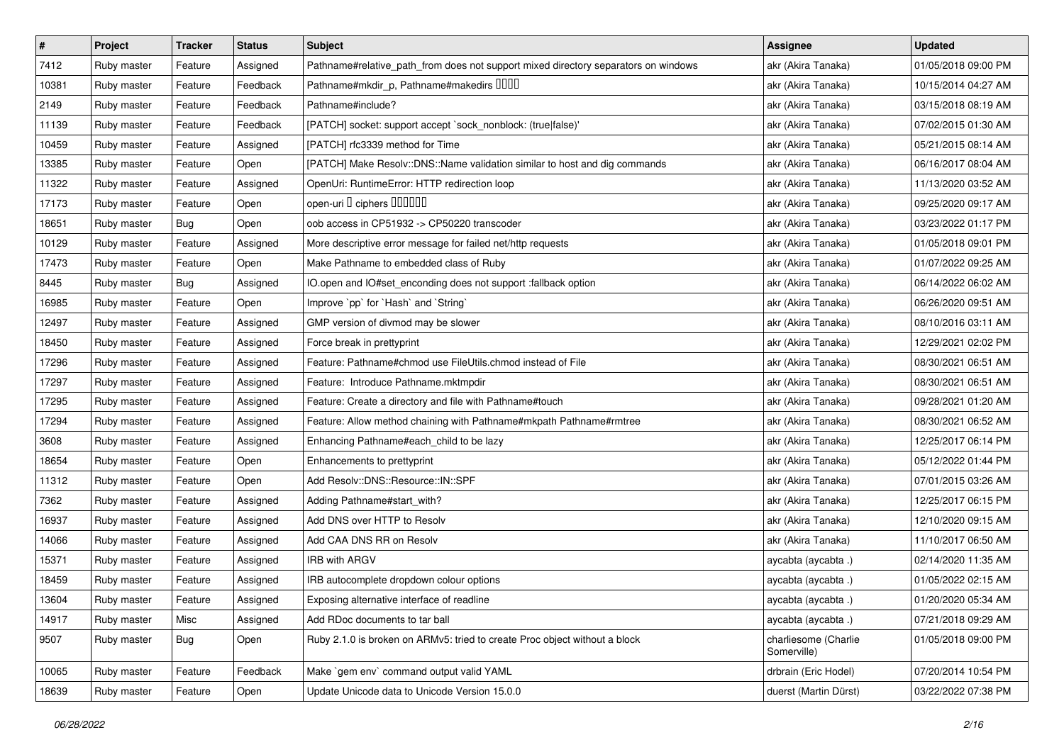| # | Project | Tracker | Status | Subject | Assignee | Updated |
|---|---|---|---|---|---|---|
| 7412 | Ruby master | Feature | Assigned | Pathname#relative_path_from does not support mixed directory separators on windows | akr (Akira Tanaka) | 01/05/2018 09:00 PM |
| 10381 | Ruby master | Feature | Feedback | Pathname#mkdir_p, Pathname#makedirs □□□□ | akr (Akira Tanaka) | 10/15/2014 04:27 AM |
| 2149 | Ruby master | Feature | Feedback | Pathname#include? | akr (Akira Tanaka) | 03/15/2018 08:19 AM |
| 11139 | Ruby master | Feature | Feedback | [PATCH] socket: support accept `sock_nonblock: (true\|false)' | akr (Akira Tanaka) | 07/02/2015 01:30 AM |
| 10459 | Ruby master | Feature | Assigned | [PATCH] rfc3339 method for Time | akr (Akira Tanaka) | 05/21/2015 08:14 AM |
| 13385 | Ruby master | Feature | Open | [PATCH] Make Resolv::DNS::Name validation similar to host and dig commands | akr (Akira Tanaka) | 06/16/2017 08:04 AM |
| 11322 | Ruby master | Feature | Assigned | OpenUri: RuntimeError: HTTP redirection loop | akr (Akira Tanaka) | 11/13/2020 03:52 AM |
| 17173 | Ruby master | Feature | Open | open-uri □ ciphers □□□□□□ | akr (Akira Tanaka) | 09/25/2020 09:17 AM |
| 18651 | Ruby master | Bug | Open | oob access in CP51932 -> CP50220 transcoder | akr (Akira Tanaka) | 03/23/2022 01:17 PM |
| 10129 | Ruby master | Feature | Assigned | More descriptive error message for failed net/http requests | akr (Akira Tanaka) | 01/05/2018 09:01 PM |
| 17473 | Ruby master | Feature | Open | Make Pathname to embedded class of Ruby | akr (Akira Tanaka) | 01/07/2022 09:25 AM |
| 8445 | Ruby master | Bug | Assigned | IO.open and IO#set_enconding does not support :fallback option | akr (Akira Tanaka) | 06/14/2022 06:02 AM |
| 16985 | Ruby master | Feature | Open | Improve `pp` for `Hash` and `String` | akr (Akira Tanaka) | 06/26/2020 09:51 AM |
| 12497 | Ruby master | Feature | Assigned | GMP version of divmod may be slower | akr (Akira Tanaka) | 08/10/2016 03:11 AM |
| 18450 | Ruby master | Feature | Assigned | Force break in prettyprint | akr (Akira Tanaka) | 12/29/2021 02:02 PM |
| 17296 | Ruby master | Feature | Assigned | Feature: Pathname#chmod use FileUtils.chmod instead of File | akr (Akira Tanaka) | 08/30/2021 06:51 AM |
| 17297 | Ruby master | Feature | Assigned | Feature:  Introduce Pathname.mktmpdir | akr (Akira Tanaka) | 08/30/2021 06:51 AM |
| 17295 | Ruby master | Feature | Assigned | Feature: Create a directory and file with Pathname#touch | akr (Akira Tanaka) | 09/28/2021 01:20 AM |
| 17294 | Ruby master | Feature | Assigned | Feature: Allow method chaining with Pathname#mkpath Pathname#rmtree | akr (Akira Tanaka) | 08/30/2021 06:52 AM |
| 3608 | Ruby master | Feature | Assigned | Enhancing Pathname#each_child to be lazy | akr (Akira Tanaka) | 12/25/2017 06:14 PM |
| 18654 | Ruby master | Feature | Open | Enhancements to prettyprint | akr (Akira Tanaka) | 05/12/2022 01:44 PM |
| 11312 | Ruby master | Feature | Open | Add Resolv::DNS::Resource::IN::SPF | akr (Akira Tanaka) | 07/01/2015 03:26 AM |
| 7362 | Ruby master | Feature | Assigned | Adding Pathname#start_with? | akr (Akira Tanaka) | 12/25/2017 06:15 PM |
| 16937 | Ruby master | Feature | Assigned | Add DNS over HTTP to Resolv | akr (Akira Tanaka) | 12/10/2020 09:15 AM |
| 14066 | Ruby master | Feature | Assigned | Add CAA DNS RR on Resolv | akr (Akira Tanaka) | 11/10/2017 06:50 AM |
| 15371 | Ruby master | Feature | Assigned | IRB with ARGV | aycabta (aycabta .) | 02/14/2020 11:35 AM |
| 18459 | Ruby master | Feature | Assigned | IRB autocomplete dropdown colour options | aycabta (aycabta .) | 01/05/2022 02:15 AM |
| 13604 | Ruby master | Feature | Assigned | Exposing alternative interface of readline | aycabta (aycabta .) | 01/20/2020 05:34 AM |
| 14917 | Ruby master | Misc | Assigned | Add RDoc documents to tar ball | aycabta (aycabta .) | 07/21/2018 09:29 AM |
| 9507 | Ruby master | Bug | Open | Ruby 2.1.0 is broken on ARMv5: tried to create Proc object without a block | charliesome (Charlie Somerville) | 01/05/2018 09:00 PM |
| 10065 | Ruby master | Feature | Feedback | Make `gem env` command output valid YAML | drbrain (Eric Hodel) | 07/20/2014 10:54 PM |
| 18639 | Ruby master | Feature | Open | Update Unicode data to Unicode Version 15.0.0 | duerst (Martin Dürst) | 03/22/2022 07:38 PM |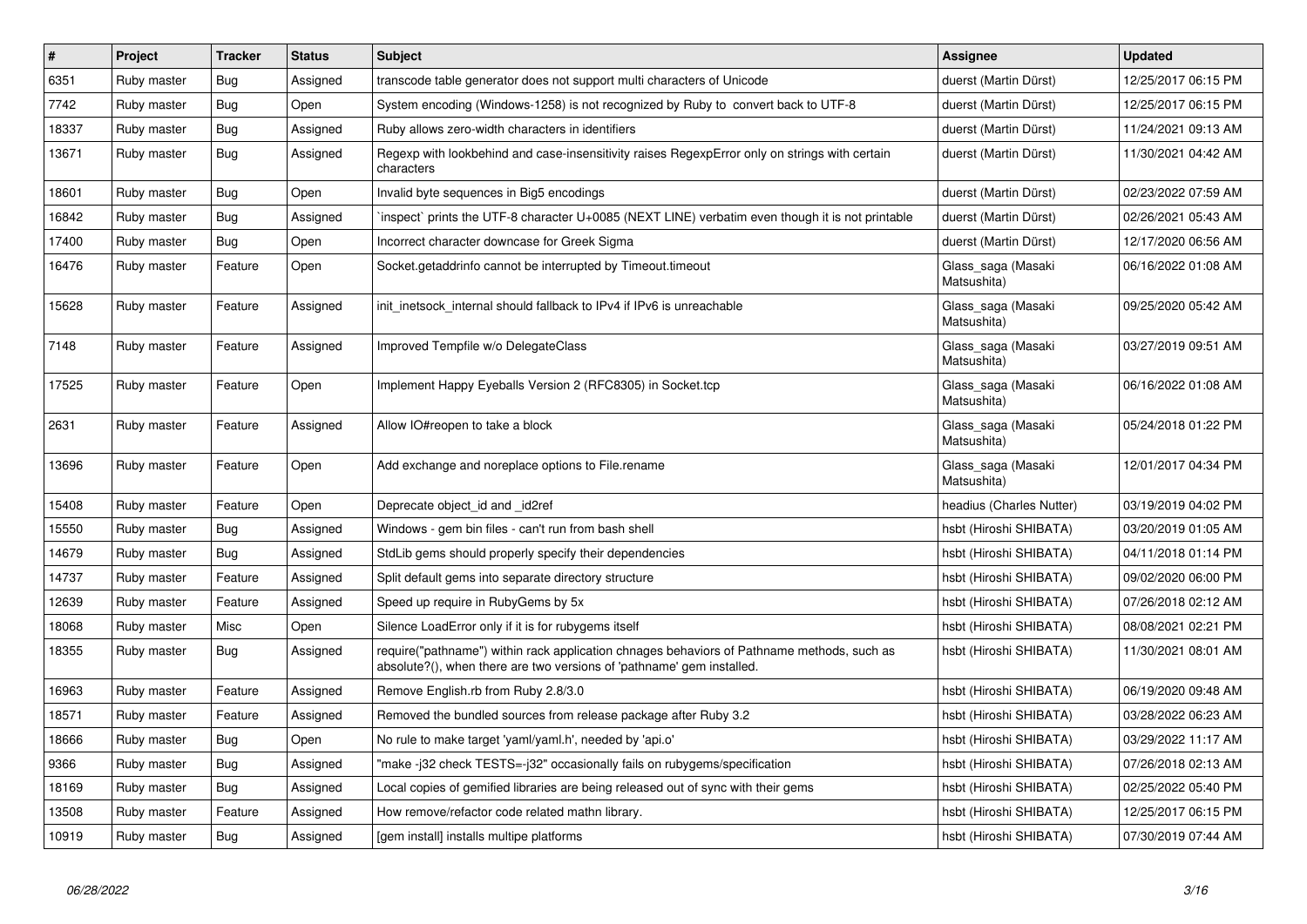| # | Project | Tracker | Status | Subject | Assignee | Updated |
|---|---|---|---|---|---|---|
| 6351 | Ruby master | Bug | Assigned | transcode table generator does not support multi characters of Unicode | duerst (Martin Dürst) | 12/25/2017 06:15 PM |
| 7742 | Ruby master | Bug | Open | System encoding (Windows-1258) is not recognized by Ruby to convert back to UTF-8 | duerst (Martin Dürst) | 12/25/2017 06:15 PM |
| 18337 | Ruby master | Bug | Assigned | Ruby allows zero-width characters in identifiers | duerst (Martin Dürst) | 11/24/2021 09:13 AM |
| 13671 | Ruby master | Bug | Assigned | Regexp with lookbehind and case-insensitivity raises RegexpError only on strings with certain characters | duerst (Martin Dürst) | 11/30/2021 04:42 AM |
| 18601 | Ruby master | Bug | Open | Invalid byte sequences in Big5 encodings | duerst (Martin Dürst) | 02/23/2022 07:59 AM |
| 16842 | Ruby master | Bug | Assigned | `inspect` prints the UTF-8 character U+0085 (NEXT LINE) verbatim even though it is not printable | duerst (Martin Dürst) | 02/26/2021 05:43 AM |
| 17400 | Ruby master | Bug | Open | Incorrect character downcase for Greek Sigma | duerst (Martin Dürst) | 12/17/2020 06:56 AM |
| 16476 | Ruby master | Feature | Open | Socket.getaddrinfo cannot be interrupted by Timeout.timeout | Glass_saga (Masaki Matsushita) | 06/16/2022 01:08 AM |
| 15628 | Ruby master | Feature | Assigned | init_inetsock_internal should fallback to IPv4 if IPv6 is unreachable | Glass_saga (Masaki Matsushita) | 09/25/2020 05:42 AM |
| 7148 | Ruby master | Feature | Assigned | Improved Tempfile w/o DelegateClass | Glass_saga (Masaki Matsushita) | 03/27/2019 09:51 AM |
| 17525 | Ruby master | Feature | Open | Implement Happy Eyeballs Version 2 (RFC8305) in Socket.tcp | Glass_saga (Masaki Matsushita) | 06/16/2022 01:08 AM |
| 2631 | Ruby master | Feature | Assigned | Allow IO#reopen to take a block | Glass_saga (Masaki Matsushita) | 05/24/2018 01:22 PM |
| 13696 | Ruby master | Feature | Open | Add exchange and noreplace options to File.rename | Glass_saga (Masaki Matsushita) | 12/01/2017 04:34 PM |
| 15408 | Ruby master | Feature | Open | Deprecate object_id and _id2ref | headius (Charles Nutter) | 03/19/2019 04:02 PM |
| 15550 | Ruby master | Bug | Assigned | Windows - gem bin files - can't run from bash shell | hsbt (Hiroshi SHIBATA) | 03/20/2019 01:05 AM |
| 14679 | Ruby master | Bug | Assigned | StdLib gems should properly specify their dependencies | hsbt (Hiroshi SHIBATA) | 04/11/2018 01:14 PM |
| 14737 | Ruby master | Feature | Assigned | Split default gems into separate directory structure | hsbt (Hiroshi SHIBATA) | 09/02/2020 06:00 PM |
| 12639 | Ruby master | Feature | Assigned | Speed up require in RubyGems by 5x | hsbt (Hiroshi SHIBATA) | 07/26/2018 02:12 AM |
| 18068 | Ruby master | Misc | Open | Silence LoadError only if it is for rubygems itself | hsbt (Hiroshi SHIBATA) | 08/08/2021 02:21 PM |
| 18355 | Ruby master | Bug | Assigned | require("pathname") within rack application chnages behaviors of Pathname methods, such as absolute?(), when there are two versions of 'pathname' gem installed. | hsbt (Hiroshi SHIBATA) | 11/30/2021 08:01 AM |
| 16963 | Ruby master | Feature | Assigned | Remove English.rb from Ruby 2.8/3.0 | hsbt (Hiroshi SHIBATA) | 06/19/2020 09:48 AM |
| 18571 | Ruby master | Feature | Assigned | Removed the bundled sources from release package after Ruby 3.2 | hsbt (Hiroshi SHIBATA) | 03/28/2022 06:23 AM |
| 18666 | Ruby master | Bug | Open | No rule to make target 'yaml/yaml.h', needed by 'api.o' | hsbt (Hiroshi SHIBATA) | 03/29/2022 11:17 AM |
| 9366 | Ruby master | Bug | Assigned | "make -j32 check TESTS=-j32" occasionally fails on rubygems/specification | hsbt (Hiroshi SHIBATA) | 07/26/2018 02:13 AM |
| 18169 | Ruby master | Bug | Assigned | Local copies of gemified libraries are being released out of sync with their gems | hsbt (Hiroshi SHIBATA) | 02/25/2022 05:40 PM |
| 13508 | Ruby master | Feature | Assigned | How remove/refactor code related mathn library. | hsbt (Hiroshi SHIBATA) | 12/25/2017 06:15 PM |
| 10919 | Ruby master | Bug | Assigned | [gem install] installs multipe platforms | hsbt (Hiroshi SHIBATA) | 07/30/2019 07:44 AM |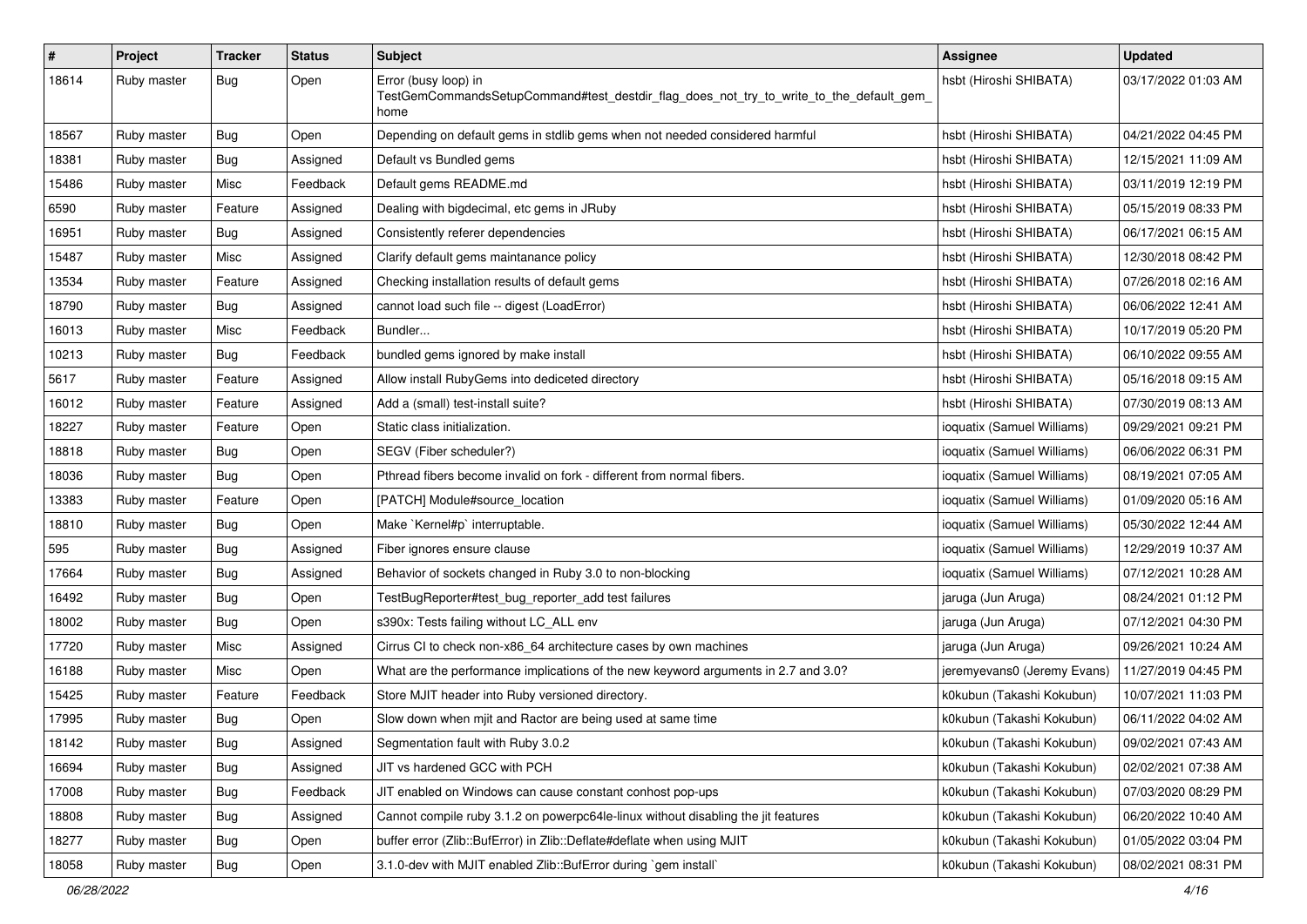| # | Project | Tracker | Status | Subject | Assignee | Updated |
|---|---|---|---|---|---|---|
| 18614 | Ruby master | Bug | Open | Error (busy loop) in TestGemCommandsSetupCommand#test_destdir_flag_does_not_try_to_write_to_the_default_gem_home | hsbt (Hiroshi SHIBATA) | 03/17/2022 01:03 AM |
| 18567 | Ruby master | Bug | Open | Depending on default gems in stdlib gems when not needed considered harmful | hsbt (Hiroshi SHIBATA) | 04/21/2022 04:45 PM |
| 18381 | Ruby master | Bug | Assigned | Default vs Bundled gems | hsbt (Hiroshi SHIBATA) | 12/15/2021 11:09 AM |
| 15486 | Ruby master | Misc | Feedback | Default gems README.md | hsbt (Hiroshi SHIBATA) | 03/11/2019 12:19 PM |
| 6590 | Ruby master | Feature | Assigned | Dealing with bigdecimal, etc gems in JRuby | hsbt (Hiroshi SHIBATA) | 05/15/2019 08:33 PM |
| 16951 | Ruby master | Bug | Assigned | Consistently referer dependencies | hsbt (Hiroshi SHIBATA) | 06/17/2021 06:15 AM |
| 15487 | Ruby master | Misc | Assigned | Clarify default gems maintanance policy | hsbt (Hiroshi SHIBATA) | 12/30/2018 08:42 PM |
| 13534 | Ruby master | Feature | Assigned | Checking installation results of default gems | hsbt (Hiroshi SHIBATA) | 07/26/2018 02:16 AM |
| 18790 | Ruby master | Bug | Assigned | cannot load such file -- digest (LoadError) | hsbt (Hiroshi SHIBATA) | 06/06/2022 12:41 AM |
| 16013 | Ruby master | Misc | Feedback | Bundler... | hsbt (Hiroshi SHIBATA) | 10/17/2019 05:20 PM |
| 10213 | Ruby master | Bug | Feedback | bundled gems ignored by make install | hsbt (Hiroshi SHIBATA) | 06/10/2022 09:55 AM |
| 5617 | Ruby master | Feature | Assigned | Allow install RubyGems into dediceted directory | hsbt (Hiroshi SHIBATA) | 05/16/2018 09:15 AM |
| 16012 | Ruby master | Feature | Assigned | Add a (small) test-install suite? | hsbt (Hiroshi SHIBATA) | 07/30/2019 08:13 AM |
| 18227 | Ruby master | Feature | Open | Static class initialization. | ioquatix (Samuel Williams) | 09/29/2021 09:21 PM |
| 18818 | Ruby master | Bug | Open | SEGV (Fiber scheduler?) | ioquatix (Samuel Williams) | 06/06/2022 06:31 PM |
| 18036 | Ruby master | Bug | Open | Pthread fibers become invalid on fork - different from normal fibers. | ioquatix (Samuel Williams) | 08/19/2021 07:05 AM |
| 13383 | Ruby master | Feature | Open | [PATCH] Module#source_location | ioquatix (Samuel Williams) | 01/09/2020 05:16 AM |
| 18810 | Ruby master | Bug | Open | Make `Kernel#p` interruptable. | ioquatix (Samuel Williams) | 05/30/2022 12:44 AM |
| 595 | Ruby master | Bug | Assigned | Fiber ignores ensure clause | ioquatix (Samuel Williams) | 12/29/2019 10:37 AM |
| 17664 | Ruby master | Bug | Assigned | Behavior of sockets changed in Ruby 3.0 to non-blocking | ioquatix (Samuel Williams) | 07/12/2021 10:28 AM |
| 16492 | Ruby master | Bug | Open | TestBugReporter#test_bug_reporter_add test failures | jaruga (Jun Aruga) | 08/24/2021 01:12 PM |
| 18002 | Ruby master | Bug | Open | s390x: Tests failing without LC_ALL env | jaruga (Jun Aruga) | 07/12/2021 04:30 PM |
| 17720 | Ruby master | Misc | Assigned | Cirrus CI to check non-x86_64 architecture cases by own machines | jaruga (Jun Aruga) | 09/26/2021 10:24 AM |
| 16188 | Ruby master | Misc | Open | What are the performance implications of the new keyword arguments in 2.7 and 3.0? | jeremyevans0 (Jeremy Evans) | 11/27/2019 04:45 PM |
| 15425 | Ruby master | Feature | Feedback | Store MJIT header into Ruby versioned directory. | k0kubun (Takashi Kokubun) | 10/07/2021 11:03 PM |
| 17995 | Ruby master | Bug | Open | Slow down when mjit and Ractor are being used at same time | k0kubun (Takashi Kokubun) | 06/11/2022 04:02 AM |
| 18142 | Ruby master | Bug | Assigned | Segmentation fault with Ruby 3.0.2 | k0kubun (Takashi Kokubun) | 09/02/2021 07:43 AM |
| 16694 | Ruby master | Bug | Assigned | JIT vs hardened GCC with PCH | k0kubun (Takashi Kokubun) | 02/02/2021 07:38 AM |
| 17008 | Ruby master | Bug | Feedback | JIT enabled on Windows can cause constant conhost pop-ups | k0kubun (Takashi Kokubun) | 07/03/2020 08:29 PM |
| 18808 | Ruby master | Bug | Assigned | Cannot compile ruby 3.1.2 on powerpc64le-linux without disabling the jit features | k0kubun (Takashi Kokubun) | 06/20/2022 10:40 AM |
| 18277 | Ruby master | Bug | Open | buffer error (Zlib::BufError) in Zlib::Deflate#deflate when using MJIT | k0kubun (Takashi Kokubun) | 01/05/2022 03:04 PM |
| 18058 | Ruby master | Bug | Open | 3.1.0-dev with MJIT enabled Zlib::BufError during `gem install` | k0kubun (Takashi Kokubun) | 08/02/2021 08:31 PM |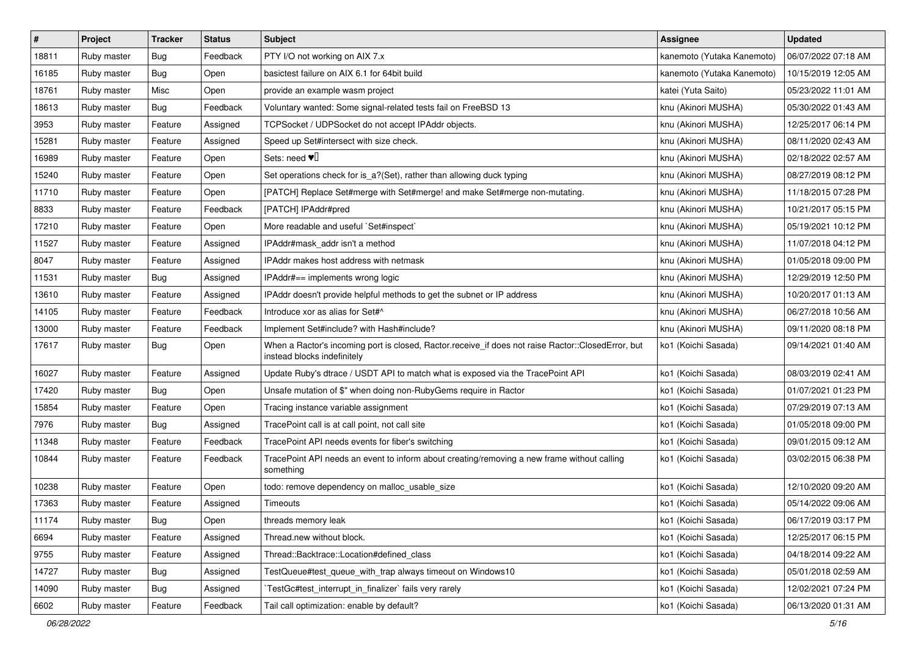| # | Project | Tracker | Status | Subject | Assignee | Updated |
|---|---|---|---|---|---|---|
| 18811 | Ruby master | Bug | Feedback | PTY I/O not working on AIX 7.x | kanemoto (Yutaka Kanemoto) | 06/07/2022 07:18 AM |
| 16185 | Ruby master | Bug | Open | basictest failure on AIX 6.1 for 64bit build | kanemoto (Yutaka Kanemoto) | 10/15/2019 12:05 AM |
| 18761 | Ruby master | Misc | Open | provide an example wasm project | katei (Yuta Saito) | 05/23/2022 11:01 AM |
| 18613 | Ruby master | Bug | Feedback | Voluntary wanted: Some signal-related tests fail on FreeBSD 13 | knu (Akinori MUSHA) | 05/30/2022 01:43 AM |
| 3953 | Ruby master | Feature | Assigned | TCPSocket / UDPSocket do not accept IPAddr objects. | knu (Akinori MUSHA) | 12/25/2017 06:14 PM |
| 15281 | Ruby master | Feature | Assigned | Speed up Set#intersect with size check. | knu (Akinori MUSHA) | 08/11/2020 02:43 AM |
| 16989 | Ruby master | Feature | Open | Sets: need ♥️ | knu (Akinori MUSHA) | 02/18/2022 02:57 AM |
| 15240 | Ruby master | Feature | Open | Set operations check for is_a?(Set), rather than allowing duck typing | knu (Akinori MUSHA) | 08/27/2019 08:12 PM |
| 11710 | Ruby master | Feature | Open | [PATCH] Replace Set#merge with Set#merge! and make Set#merge non-mutating. | knu (Akinori MUSHA) | 11/18/2015 07:28 PM |
| 8833 | Ruby master | Feature | Feedback | [PATCH] IPAddr#pred | knu (Akinori MUSHA) | 10/21/2017 05:15 PM |
| 17210 | Ruby master | Feature | Open | More readable and useful `Set#inspect` | knu (Akinori MUSHA) | 05/19/2021 10:12 PM |
| 11527 | Ruby master | Feature | Assigned | IPAddr#mask_addr isn't a method | knu (Akinori MUSHA) | 11/07/2018 04:12 PM |
| 8047 | Ruby master | Feature | Assigned | IPAddr makes host address with netmask | knu (Akinori MUSHA) | 01/05/2018 09:00 PM |
| 11531 | Ruby master | Bug | Assigned | IPAddr#== implements wrong logic | knu (Akinori MUSHA) | 12/29/2019 12:50 PM |
| 13610 | Ruby master | Feature | Assigned | IPAddr doesn't provide helpful methods to get the subnet or IP address | knu (Akinori MUSHA) | 10/20/2017 01:13 AM |
| 14105 | Ruby master | Feature | Feedback | Introduce xor as alias for Set#^ | knu (Akinori MUSHA) | 06/27/2018 10:56 AM |
| 13000 | Ruby master | Feature | Feedback | Implement Set#include? with Hash#include? | knu (Akinori MUSHA) | 09/11/2020 08:18 PM |
| 17617 | Ruby master | Bug | Open | When a Ractor's incoming port is closed, Ractor.receive_if does not raise Ractor::ClosedError, but instead blocks indefinitely | ko1 (Koichi Sasada) | 09/14/2021 01:40 AM |
| 16027 | Ruby master | Feature | Assigned | Update Ruby's dtrace / USDT API to match what is exposed via the TracePoint API | ko1 (Koichi Sasada) | 08/03/2019 02:41 AM |
| 17420 | Ruby master | Bug | Open | Unsafe mutation of $" when doing non-RubyGems require in Ractor | ko1 (Koichi Sasada) | 01/07/2021 01:23 PM |
| 15854 | Ruby master | Feature | Open | Tracing instance variable assignment | ko1 (Koichi Sasada) | 07/29/2019 07:13 AM |
| 7976 | Ruby master | Bug | Assigned | TracePoint call is at call point, not call site | ko1 (Koichi Sasada) | 01/05/2018 09:00 PM |
| 11348 | Ruby master | Feature | Feedback | TracePoint API needs events for fiber's switching | ko1 (Koichi Sasada) | 09/01/2015 09:12 AM |
| 10844 | Ruby master | Feature | Feedback | TracePoint API needs an event to inform about creating/removing a new frame without calling something | ko1 (Koichi Sasada) | 03/02/2015 06:38 PM |
| 10238 | Ruby master | Feature | Open | todo: remove dependency on malloc_usable_size | ko1 (Koichi Sasada) | 12/10/2020 09:20 AM |
| 17363 | Ruby master | Feature | Assigned | Timeouts | ko1 (Koichi Sasada) | 05/14/2022 09:06 AM |
| 11174 | Ruby master | Bug | Open | threads memory leak | ko1 (Koichi Sasada) | 06/17/2019 03:17 PM |
| 6694 | Ruby master | Feature | Assigned | Thread.new without block. | ko1 (Koichi Sasada) | 12/25/2017 06:15 PM |
| 9755 | Ruby master | Feature | Assigned | Thread::Backtrace::Location#defined_class | ko1 (Koichi Sasada) | 04/18/2014 09:22 AM |
| 14727 | Ruby master | Bug | Assigned | TestQueue#test_queue_with_trap always timeout on Windows10 | ko1 (Koichi Sasada) | 05/01/2018 02:59 AM |
| 14090 | Ruby master | Bug | Assigned | `TestGc#test_interrupt_in_finalizer` fails very rarely | ko1 (Koichi Sasada) | 12/02/2021 07:24 PM |
| 6602 | Ruby master | Feature | Feedback | Tail call optimization: enable by default? | ko1 (Koichi Sasada) | 06/13/2020 01:31 AM |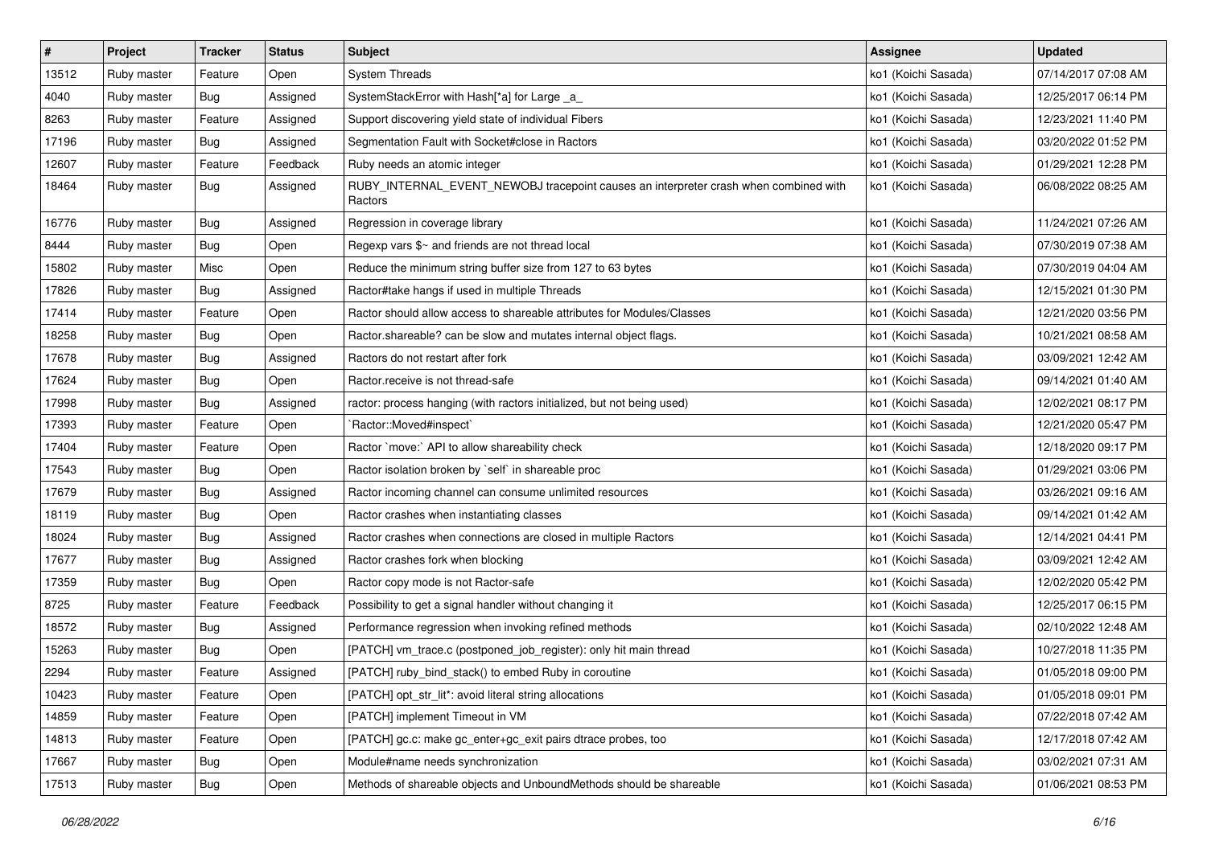| # | Project | Tracker | Status | Subject | Assignee | Updated |
|---|---|---|---|---|---|---|
| 13512 | Ruby master | Feature | Open | System Threads | ko1 (Koichi Sasada) | 07/14/2017 07:08 AM |
| 4040 | Ruby master | Bug | Assigned | SystemStackError with Hash[*a] for Large _a_ | ko1 (Koichi Sasada) | 12/25/2017 06:14 PM |
| 8263 | Ruby master | Feature | Assigned | Support discovering yield state of individual Fibers | ko1 (Koichi Sasada) | 12/23/2021 11:40 PM |
| 17196 | Ruby master | Bug | Assigned | Segmentation Fault with Socket#close in Ractors | ko1 (Koichi Sasada) | 03/20/2022 01:52 PM |
| 12607 | Ruby master | Feature | Feedback | Ruby needs an atomic integer | ko1 (Koichi Sasada) | 01/29/2021 12:28 PM |
| 18464 | Ruby master | Bug | Assigned | RUBY_INTERNAL_EVENT_NEWOBJ tracepoint causes an interpreter crash when combined with Ractors | ko1 (Koichi Sasada) | 06/08/2022 08:25 AM |
| 16776 | Ruby master | Bug | Assigned | Regression in coverage library | ko1 (Koichi Sasada) | 11/24/2021 07:26 AM |
| 8444 | Ruby master | Bug | Open | Regexp vars $~ and friends are not thread local | ko1 (Koichi Sasada) | 07/30/2019 07:38 AM |
| 15802 | Ruby master | Misc | Open | Reduce the minimum string buffer size from 127 to 63 bytes | ko1 (Koichi Sasada) | 07/30/2019 04:04 AM |
| 17826 | Ruby master | Bug | Assigned | Ractor#take hangs if used in multiple Threads | ko1 (Koichi Sasada) | 12/15/2021 01:30 PM |
| 17414 | Ruby master | Feature | Open | Ractor should allow access to shareable attributes for Modules/Classes | ko1 (Koichi Sasada) | 12/21/2020 03:56 PM |
| 18258 | Ruby master | Bug | Open | Ractor.shareable? can be slow and mutates internal object flags. | ko1 (Koichi Sasada) | 10/21/2021 08:58 AM |
| 17678 | Ruby master | Bug | Assigned | Ractors do not restart after fork | ko1 (Koichi Sasada) | 03/09/2021 12:42 AM |
| 17624 | Ruby master | Bug | Open | Ractor.receive is not thread-safe | ko1 (Koichi Sasada) | 09/14/2021 01:40 AM |
| 17998 | Ruby master | Bug | Assigned | ractor: process hanging (with ractors initialized, but not being used) | ko1 (Koichi Sasada) | 12/02/2021 08:17 PM |
| 17393 | Ruby master | Feature | Open | `Ractor::Moved#inspect` | ko1 (Koichi Sasada) | 12/21/2020 05:47 PM |
| 17404 | Ruby master | Feature | Open | Ractor `move:` API to allow shareability check | ko1 (Koichi Sasada) | 12/18/2020 09:17 PM |
| 17543 | Ruby master | Bug | Open | Ractor isolation broken by `self` in shareable proc | ko1 (Koichi Sasada) | 01/29/2021 03:06 PM |
| 17679 | Ruby master | Bug | Assigned | Ractor incoming channel can consume unlimited resources | ko1 (Koichi Sasada) | 03/26/2021 09:16 AM |
| 18119 | Ruby master | Bug | Open | Ractor crashes when instantiating classes | ko1 (Koichi Sasada) | 09/14/2021 01:42 AM |
| 18024 | Ruby master | Bug | Assigned | Ractor crashes when connections are closed in multiple Ractors | ko1 (Koichi Sasada) | 12/14/2021 04:41 PM |
| 17677 | Ruby master | Bug | Assigned | Ractor crashes fork when blocking | ko1 (Koichi Sasada) | 03/09/2021 12:42 AM |
| 17359 | Ruby master | Bug | Open | Ractor copy mode is not Ractor-safe | ko1 (Koichi Sasada) | 12/02/2020 05:42 PM |
| 8725 | Ruby master | Feature | Feedback | Possibility to get a signal handler without changing it | ko1 (Koichi Sasada) | 12/25/2017 06:15 PM |
| 18572 | Ruby master | Bug | Assigned | Performance regression when invoking refined methods | ko1 (Koichi Sasada) | 02/10/2022 12:48 AM |
| 15263 | Ruby master | Bug | Open | [PATCH] vm_trace.c (postponed_job_register): only hit main thread | ko1 (Koichi Sasada) | 10/27/2018 11:35 PM |
| 2294 | Ruby master | Feature | Assigned | [PATCH] ruby_bind_stack() to embed Ruby in coroutine | ko1 (Koichi Sasada) | 01/05/2018 09:00 PM |
| 10423 | Ruby master | Feature | Open | [PATCH] opt_str_lit*: avoid literal string allocations | ko1 (Koichi Sasada) | 01/05/2018 09:01 PM |
| 14859 | Ruby master | Feature | Open | [PATCH] implement Timeout in VM | ko1 (Koichi Sasada) | 07/22/2018 07:42 AM |
| 14813 | Ruby master | Feature | Open | [PATCH] gc.c: make gc_enter+gc_exit pairs dtrace probes, too | ko1 (Koichi Sasada) | 12/17/2018 07:42 AM |
| 17667 | Ruby master | Bug | Open | Module#name needs synchronization | ko1 (Koichi Sasada) | 03/02/2021 07:31 AM |
| 17513 | Ruby master | Bug | Open | Methods of shareable objects and UnboundMethods should be shareable | ko1 (Koichi Sasada) | 01/06/2021 08:53 PM |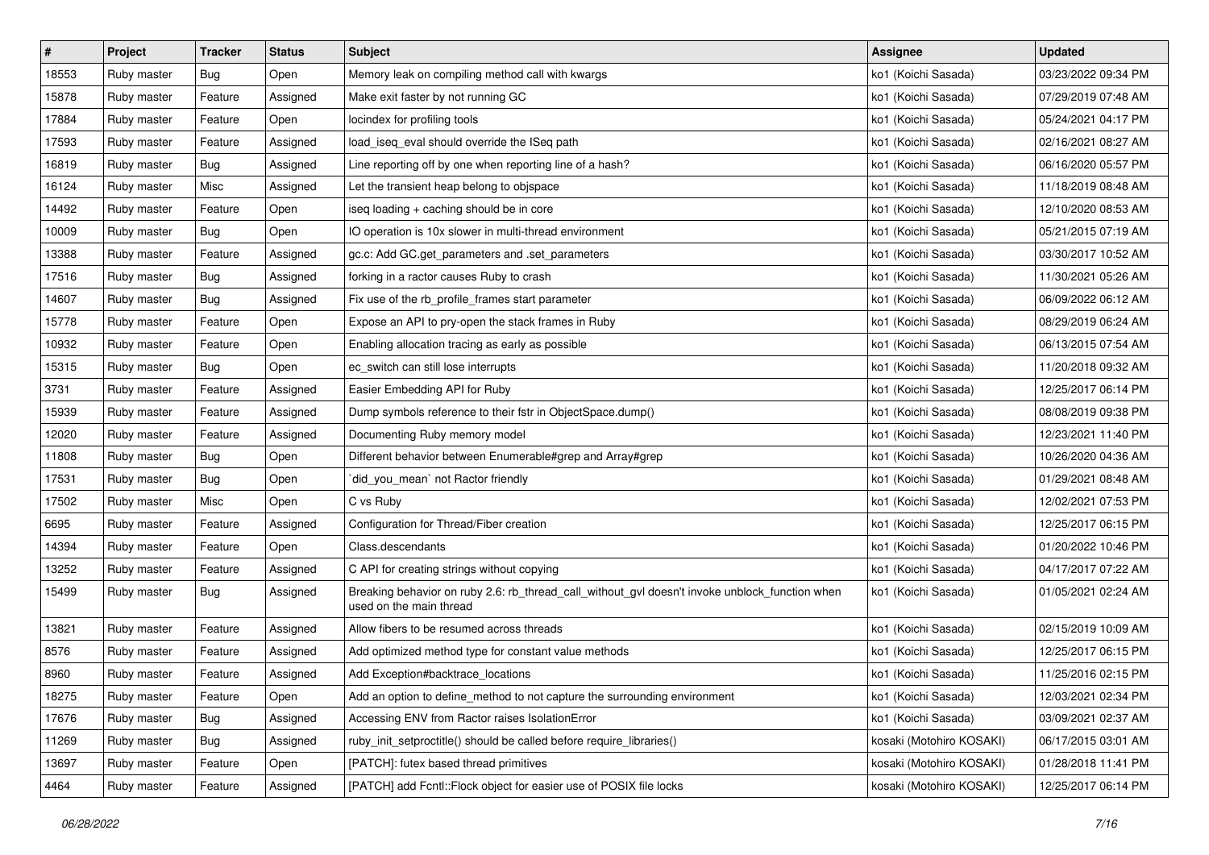| # | Project | Tracker | Status | Subject | Assignee | Updated |
|---|---|---|---|---|---|---|
| 18553 | Ruby master | Bug | Open | Memory leak on compiling method call with kwargs | ko1 (Koichi Sasada) | 03/23/2022 09:34 PM |
| 15878 | Ruby master | Feature | Assigned | Make exit faster by not running GC | ko1 (Koichi Sasada) | 07/29/2019 07:48 AM |
| 17884 | Ruby master | Feature | Open | locindex for profiling tools | ko1 (Koichi Sasada) | 05/24/2021 04:17 PM |
| 17593 | Ruby master | Feature | Assigned | load_iseq_eval should override the ISeq path | ko1 (Koichi Sasada) | 02/16/2021 08:27 AM |
| 16819 | Ruby master | Bug | Assigned | Line reporting off by one when reporting line of a hash? | ko1 (Koichi Sasada) | 06/16/2020 05:57 PM |
| 16124 | Ruby master | Misc | Assigned | Let the transient heap belong to objspace | ko1 (Koichi Sasada) | 11/18/2019 08:48 AM |
| 14492 | Ruby master | Feature | Open | iseq loading + caching should be in core | ko1 (Koichi Sasada) | 12/10/2020 08:53 AM |
| 10009 | Ruby master | Bug | Open | IO operation is 10x slower in multi-thread environment | ko1 (Koichi Sasada) | 05/21/2015 07:19 AM |
| 13388 | Ruby master | Feature | Assigned | gc.c: Add GC.get_parameters and .set_parameters | ko1 (Koichi Sasada) | 03/30/2017 10:52 AM |
| 17516 | Ruby master | Bug | Assigned | forking in a ractor causes Ruby to crash | ko1 (Koichi Sasada) | 11/30/2021 05:26 AM |
| 14607 | Ruby master | Bug | Assigned | Fix use of the rb_profile_frames start parameter | ko1 (Koichi Sasada) | 06/09/2022 06:12 AM |
| 15778 | Ruby master | Feature | Open | Expose an API to pry-open the stack frames in Ruby | ko1 (Koichi Sasada) | 08/29/2019 06:24 AM |
| 10932 | Ruby master | Feature | Open | Enabling allocation tracing as early as possible | ko1 (Koichi Sasada) | 06/13/2015 07:54 AM |
| 15315 | Ruby master | Bug | Open | ec_switch can still lose interrupts | ko1 (Koichi Sasada) | 11/20/2018 09:32 AM |
| 3731 | Ruby master | Feature | Assigned | Easier Embedding API for Ruby | ko1 (Koichi Sasada) | 12/25/2017 06:14 PM |
| 15939 | Ruby master | Feature | Assigned | Dump symbols reference to their fstr in ObjectSpace.dump() | ko1 (Koichi Sasada) | 08/08/2019 09:38 PM |
| 12020 | Ruby master | Feature | Assigned | Documenting Ruby memory model | ko1 (Koichi Sasada) | 12/23/2021 11:40 PM |
| 11808 | Ruby master | Bug | Open | Different behavior between Enumerable#grep and Array#grep | ko1 (Koichi Sasada) | 10/26/2020 04:36 AM |
| 17531 | Ruby master | Bug | Open | `did_you_mean` not Ractor friendly | ko1 (Koichi Sasada) | 01/29/2021 08:48 AM |
| 17502 | Ruby master | Misc | Open | C vs Ruby | ko1 (Koichi Sasada) | 12/02/2021 07:53 PM |
| 6695 | Ruby master | Feature | Assigned | Configuration for Thread/Fiber creation | ko1 (Koichi Sasada) | 12/25/2017 06:15 PM |
| 14394 | Ruby master | Feature | Open | Class.descendants | ko1 (Koichi Sasada) | 01/20/2022 10:46 PM |
| 13252 | Ruby master | Feature | Assigned | C API for creating strings without copying | ko1 (Koichi Sasada) | 04/17/2017 07:22 AM |
| 15499 | Ruby master | Bug | Assigned | Breaking behavior on ruby 2.6: rb_thread_call_without_gvl doesn't invoke unblock_function when used on the main thread | ko1 (Koichi Sasada) | 01/05/2021 02:24 AM |
| 13821 | Ruby master | Feature | Assigned | Allow fibers to be resumed across threads | ko1 (Koichi Sasada) | 02/15/2019 10:09 AM |
| 8576 | Ruby master | Feature | Assigned | Add optimized method type for constant value methods | ko1 (Koichi Sasada) | 12/25/2017 06:15 PM |
| 8960 | Ruby master | Feature | Assigned | Add Exception#backtrace_locations | ko1 (Koichi Sasada) | 11/25/2016 02:15 PM |
| 18275 | Ruby master | Feature | Open | Add an option to define_method to not capture the surrounding environment | ko1 (Koichi Sasada) | 12/03/2021 02:34 PM |
| 17676 | Ruby master | Bug | Assigned | Accessing ENV from Ractor raises IsolationError | ko1 (Koichi Sasada) | 03/09/2021 02:37 AM |
| 11269 | Ruby master | Bug | Assigned | ruby_init_setproctitle() should be called before require_libraries() | kosaki (Motohiro KOSAKI) | 06/17/2015 03:01 AM |
| 13697 | Ruby master | Feature | Open | [PATCH]: futex based thread primitives | kosaki (Motohiro KOSAKI) | 01/28/2018 11:41 PM |
| 4464 | Ruby master | Feature | Assigned | [PATCH] add Fcntl::Flock object for easier use of POSIX file locks | kosaki (Motohiro KOSAKI) | 12/25/2017 06:14 PM |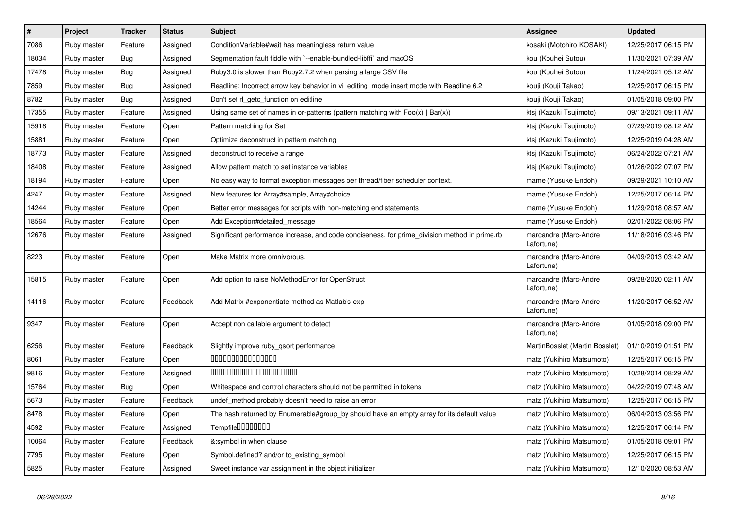| # | Project | Tracker | Status | Subject | Assignee | Updated |
|---|---|---|---|---|---|---|
| 7086 | Ruby master | Feature | Assigned | ConditionVariable#wait has meaningless return value | kosaki (Motohiro KOSAKI) | 12/25/2017 06:15 PM |
| 18034 | Ruby master | Bug | Assigned | Segmentation fault fiddle with `--enable-bundled-libffi` and macOS | kou (Kouhei Sutou) | 11/30/2021 07:39 AM |
| 17478 | Ruby master | Bug | Assigned | Ruby3.0 is slower than Ruby2.7.2 when parsing a large CSV file | kou (Kouhei Sutou) | 11/24/2021 05:12 AM |
| 7859 | Ruby master | Bug | Assigned | Readline: Incorrect arrow key behavior in vi_editing_mode insert mode with Readline 6.2 | kouji (Kouji Takao) | 12/25/2017 06:15 PM |
| 8782 | Ruby master | Bug | Assigned | Don't set rl_getc_function on editline | kouji (Kouji Takao) | 01/05/2018 09:00 PM |
| 17355 | Ruby master | Feature | Assigned | Using same set of names in or-patterns (pattern matching with Foo(x) \| Bar(x)) | ktsj (Kazuki Tsujimoto) | 09/13/2021 09:11 AM |
| 15918 | Ruby master | Feature | Open | Pattern matching for Set | ktsj (Kazuki Tsujimoto) | 07/29/2019 08:12 AM |
| 15881 | Ruby master | Feature | Open | Optimize deconstruct in pattern matching | ktsj (Kazuki Tsujimoto) | 12/25/2019 04:28 AM |
| 18773 | Ruby master | Feature | Assigned | deconstruct to receive a range | ktsj (Kazuki Tsujimoto) | 06/24/2022 07:21 AM |
| 18408 | Ruby master | Feature | Assigned | Allow pattern match to set instance variables | ktsj (Kazuki Tsujimoto) | 01/26/2022 07:07 PM |
| 18194 | Ruby master | Feature | Open | No easy way to format exception messages per thread/fiber scheduler context. | mame (Yusuke Endoh) | 09/29/2021 10:10 AM |
| 4247 | Ruby master | Feature | Assigned | New features for Array#sample, Array#choice | mame (Yusuke Endoh) | 12/25/2017 06:14 PM |
| 14244 | Ruby master | Feature | Open | Better error messages for scripts with non-matching end statements | mame (Yusuke Endoh) | 11/29/2018 08:57 AM |
| 18564 | Ruby master | Feature | Open | Add Exception#detailed_message | mame (Yusuke Endoh) | 02/01/2022 08:06 PM |
| 12676 | Ruby master | Feature | Assigned | Significant performance increase, and code conciseness, for prime_division method in prime.rb | marcandre (Marc-Andre Lafortune) | 11/18/2016 03:46 PM |
| 8223 | Ruby master | Feature | Open | Make Matrix more omnivorous. | marcandre (Marc-Andre Lafortune) | 04/09/2013 03:42 AM |
| 15815 | Ruby master | Feature | Open | Add option to raise NoMethodError for OpenStruct | marcandre (Marc-Andre Lafortune) | 09/28/2020 02:11 AM |
| 14116 | Ruby master | Feature | Feedback | Add Matrix #exponentiate method as Matlab's exp | marcandre (Marc-Andre Lafortune) | 11/20/2017 06:52 AM |
| 9347 | Ruby master | Feature | Open | Accept non callable argument to detect | marcandre (Marc-Andre Lafortune) | 01/05/2018 09:00 PM |
| 6256 | Ruby master | Feature | Feedback | Slightly improve ruby_qsort performance | MartinBosslet (Martin Bosslet) | 01/10/2019 01:51 PM |
| 8061 | Ruby master | Feature | Open | 0000000000000000 | matz (Yukihiro Matsumoto) | 12/25/2017 06:15 PM |
| 9816 | Ruby master | Feature | Assigned | 0000000000000000000000 | matz (Yukihiro Matsumoto) | 10/28/2014 08:29 AM |
| 15764 | Ruby master | Bug | Open | Whitespace and control characters should not be permitted in tokens | matz (Yukihiro Matsumoto) | 04/22/2019 07:48 AM |
| 5673 | Ruby master | Feature | Feedback | undef_method probably doesn't need to raise an error | matz (Yukihiro Matsumoto) | 12/25/2017 06:15 PM |
| 8478 | Ruby master | Feature | Open | The hash returned by Enumerable#group_by should have an empty array for its default value | matz (Yukihiro Matsumoto) | 06/04/2013 03:56 PM |
| 4592 | Ruby master | Feature | Assigned | Tempfile00000000 | matz (Yukihiro Matsumoto) | 12/25/2017 06:14 PM |
| 10064 | Ruby master | Feature | Feedback | &:symbol in when clause | matz (Yukihiro Matsumoto) | 01/05/2018 09:01 PM |
| 7795 | Ruby master | Feature | Open | Symbol.defined? and/or to_existing_symbol | matz (Yukihiro Matsumoto) | 12/25/2017 06:15 PM |
| 5825 | Ruby master | Feature | Assigned | Sweet instance var assignment in the object initializer | matz (Yukihiro Matsumoto) | 12/10/2020 08:53 AM |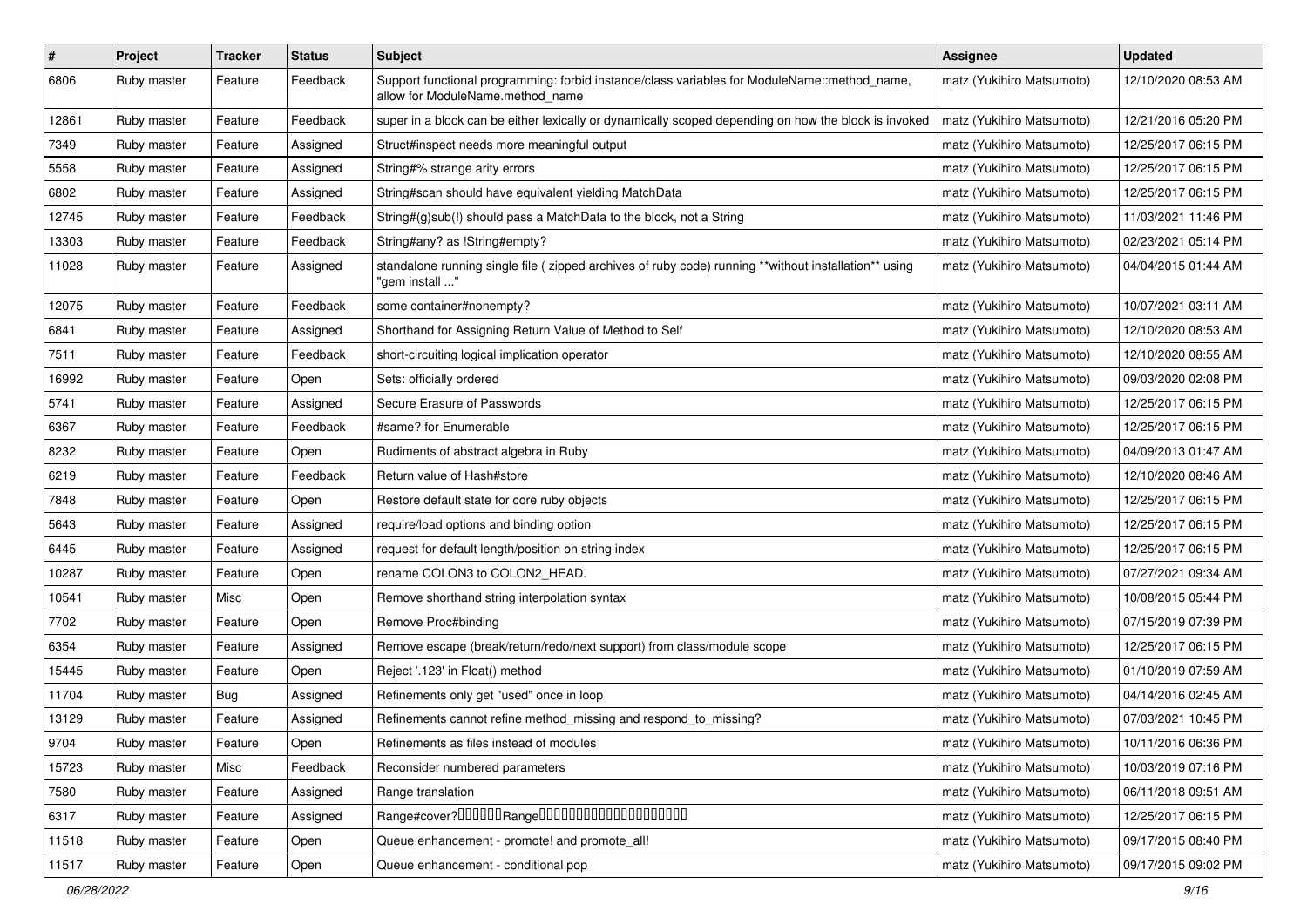| # | Project | Tracker | Status | Subject | Assignee | Updated |
|---|---|---|---|---|---|---|
| 6806 | Ruby master | Feature | Feedback | Support functional programming: forbid instance/class variables for ModuleName::method_name, allow for ModuleName.method_name | matz (Yukihiro Matsumoto) | 12/10/2020 08:53 AM |
| 12861 | Ruby master | Feature | Feedback | super in a block can be either lexically or dynamically scoped depending on how the block is invoked | matz (Yukihiro Matsumoto) | 12/21/2016 05:20 PM |
| 7349 | Ruby master | Feature | Assigned | Struct#inspect needs more meaningful output | matz (Yukihiro Matsumoto) | 12/25/2017 06:15 PM |
| 5558 | Ruby master | Feature | Assigned | String#% strange arity errors | matz (Yukihiro Matsumoto) | 12/25/2017 06:15 PM |
| 6802 | Ruby master | Feature | Assigned | String#scan should have equivalent yielding MatchData | matz (Yukihiro Matsumoto) | 12/25/2017 06:15 PM |
| 12745 | Ruby master | Feature | Feedback | String#(g)sub(!) should pass a MatchData to the block, not a String | matz (Yukihiro Matsumoto) | 11/03/2021 11:46 PM |
| 13303 | Ruby master | Feature | Feedback | String#any? as !String#empty? | matz (Yukihiro Matsumoto) | 02/23/2021 05:14 PM |
| 11028 | Ruby master | Feature | Assigned | standalone running single file ( zipped archives of ruby code) running **without installation** using "gem install ..." | matz (Yukihiro Matsumoto) | 04/04/2015 01:44 AM |
| 12075 | Ruby master | Feature | Feedback | some container#nonempty? | matz (Yukihiro Matsumoto) | 10/07/2021 03:11 AM |
| 6841 | Ruby master | Feature | Assigned | Shorthand for Assigning Return Value of Method to Self | matz (Yukihiro Matsumoto) | 12/10/2020 08:53 AM |
| 7511 | Ruby master | Feature | Feedback | short-circuiting logical implication operator | matz (Yukihiro Matsumoto) | 12/10/2020 08:55 AM |
| 16992 | Ruby master | Feature | Open | Sets: officially ordered | matz (Yukihiro Matsumoto) | 09/03/2020 02:08 PM |
| 5741 | Ruby master | Feature | Assigned | Secure Erasure of Passwords | matz (Yukihiro Matsumoto) | 12/25/2017 06:15 PM |
| 6367 | Ruby master | Feature | Feedback | #same? for Enumerable | matz (Yukihiro Matsumoto) | 12/25/2017 06:15 PM |
| 8232 | Ruby master | Feature | Open | Rudiments of abstract algebra in Ruby | matz (Yukihiro Matsumoto) | 04/09/2013 01:47 AM |
| 6219 | Ruby master | Feature | Feedback | Return value of Hash#store | matz (Yukihiro Matsumoto) | 12/10/2020 08:46 AM |
| 7848 | Ruby master | Feature | Open | Restore default state for core ruby objects | matz (Yukihiro Matsumoto) | 12/25/2017 06:15 PM |
| 5643 | Ruby master | Feature | Assigned | require/load options and binding option | matz (Yukihiro Matsumoto) | 12/25/2017 06:15 PM |
| 6445 | Ruby master | Feature | Assigned | request for default length/position on string index | matz (Yukihiro Matsumoto) | 12/25/2017 06:15 PM |
| 10287 | Ruby master | Feature | Open | rename COLON3 to COLON2_HEAD. | matz (Yukihiro Matsumoto) | 07/27/2021 09:34 AM |
| 10541 | Ruby master | Misc | Open | Remove shorthand string interpolation syntax | matz (Yukihiro Matsumoto) | 10/08/2015 05:44 PM |
| 7702 | Ruby master | Feature | Open | Remove Proc#binding | matz (Yukihiro Matsumoto) | 07/15/2019 07:39 PM |
| 6354 | Ruby master | Feature | Assigned | Remove escape (break/return/redo/next support) from class/module scope | matz (Yukihiro Matsumoto) | 12/25/2017 06:15 PM |
| 15445 | Ruby master | Feature | Open | Reject '.123' in Float() method | matz (Yukihiro Matsumoto) | 01/10/2019 07:59 AM |
| 11704 | Ruby master | Bug | Assigned | Refinements only get "used" once in loop | matz (Yukihiro Matsumoto) | 04/14/2016 02:45 AM |
| 13129 | Ruby master | Feature | Assigned | Refinements cannot refine method_missing and respond_to_missing? | matz (Yukihiro Matsumoto) | 07/03/2021 10:45 PM |
| 9704 | Ruby master | Feature | Open | Refinements as files instead of modules | matz (Yukihiro Matsumoto) | 10/11/2016 06:36 PM |
| 15723 | Ruby master | Misc | Feedback | Reconsider numbered parameters | matz (Yukihiro Matsumoto) | 10/03/2019 07:16 PM |
| 7580 | Ruby master | Feature | Assigned | Range translation | matz (Yukihiro Matsumoto) | 06/11/2018 09:51 AM |
| 6317 | Ruby master | Feature | Assigned | Range#cover?□□□□□□Range□□□□□□□□□□□□□□□□□□□□ | matz (Yukihiro Matsumoto) | 12/25/2017 06:15 PM |
| 11518 | Ruby master | Feature | Open | Queue enhancement - promote! and promote_all! | matz (Yukihiro Matsumoto) | 09/17/2015 08:40 PM |
| 11517 | Ruby master | Feature | Open | Queue enhancement - conditional pop | matz (Yukihiro Matsumoto) | 09/17/2015 09:02 PM |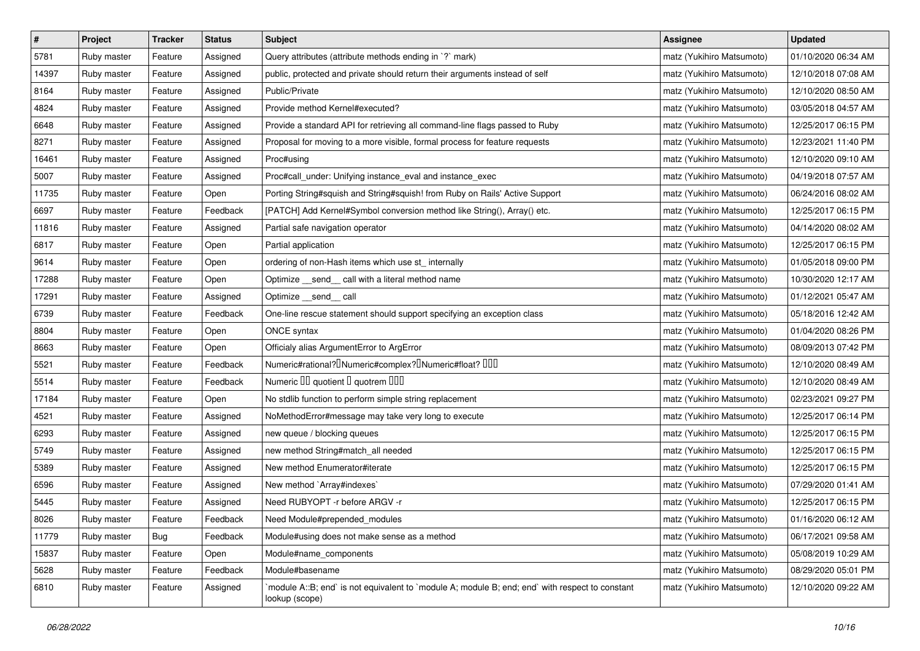| # | Project | Tracker | Status | Subject | Assignee | Updated |
|---|---|---|---|---|---|---|
| 5781 | Ruby master | Feature | Assigned | Query attributes (attribute methods ending in `?` mark) | matz (Yukihiro Matsumoto) | 01/10/2020 06:34 AM |
| 14397 | Ruby master | Feature | Assigned | public, protected and private should return their arguments instead of self | matz (Yukihiro Matsumoto) | 12/10/2018 07:08 AM |
| 8164 | Ruby master | Feature | Assigned | Public/Private | matz (Yukihiro Matsumoto) | 12/10/2020 08:50 AM |
| 4824 | Ruby master | Feature | Assigned | Provide method Kernel#executed? | matz (Yukihiro Matsumoto) | 03/05/2018 04:57 AM |
| 6648 | Ruby master | Feature | Assigned | Provide a standard API for retrieving all command-line flags passed to Ruby | matz (Yukihiro Matsumoto) | 12/25/2017 06:15 PM |
| 8271 | Ruby master | Feature | Assigned | Proposal for moving to a more visible, formal process for feature requests | matz (Yukihiro Matsumoto) | 12/23/2021 11:40 PM |
| 16461 | Ruby master | Feature | Assigned | Proc#using | matz (Yukihiro Matsumoto) | 12/10/2020 09:10 AM |
| 5007 | Ruby master | Feature | Assigned | Proc#call_under: Unifying instance_eval and instance_exec | matz (Yukihiro Matsumoto) | 04/19/2018 07:57 AM |
| 11735 | Ruby master | Feature | Open | Porting String#squish and String#squish! from Ruby on Rails' Active Support | matz (Yukihiro Matsumoto) | 06/24/2016 08:02 AM |
| 6697 | Ruby master | Feature | Feedback | [PATCH] Add Kernel#Symbol conversion method like String(), Array() etc. | matz (Yukihiro Matsumoto) | 12/25/2017 06:15 PM |
| 11816 | Ruby master | Feature | Assigned | Partial safe navigation operator | matz (Yukihiro Matsumoto) | 04/14/2020 08:02 AM |
| 6817 | Ruby master | Feature | Open | Partial application | matz (Yukihiro Matsumoto) | 12/25/2017 06:15 PM |
| 9614 | Ruby master | Feature | Open | ordering of non-Hash items which use st_ internally | matz (Yukihiro Matsumoto) | 01/05/2018 09:00 PM |
| 17288 | Ruby master | Feature | Open | Optimize __send__ call with a literal method name | matz (Yukihiro Matsumoto) | 10/30/2020 12:17 AM |
| 17291 | Ruby master | Feature | Assigned | Optimize __send__ call | matz (Yukihiro Matsumoto) | 01/12/2021 05:47 AM |
| 6739 | Ruby master | Feature | Feedback | One-line rescue statement should support specifying an exception class | matz (Yukihiro Matsumoto) | 05/18/2016 12:42 AM |
| 8804 | Ruby master | Feature | Open | ONCE syntax | matz (Yukihiro Matsumoto) | 01/04/2020 08:26 PM |
| 8663 | Ruby master | Feature | Open | Officialy alias ArgumentError to ArgError | matz (Yukihiro Matsumoto) | 08/09/2013 07:42 PM |
| 5521 | Ruby master | Feature | Feedback | Numeric#rational?□Numeric#complex?□Numeric#float? □□□ | matz (Yukihiro Matsumoto) | 12/10/2020 08:49 AM |
| 5514 | Ruby master | Feature | Feedback | Numeric □□ quotient □ quotrem □□□ | matz (Yukihiro Matsumoto) | 12/10/2020 08:49 AM |
| 17184 | Ruby master | Feature | Open | No stdlib function to perform simple string replacement | matz (Yukihiro Matsumoto) | 02/23/2021 09:27 PM |
| 4521 | Ruby master | Feature | Assigned | NoMethodError#message may take very long to execute | matz (Yukihiro Matsumoto) | 12/25/2017 06:14 PM |
| 6293 | Ruby master | Feature | Assigned | new queue / blocking queues | matz (Yukihiro Matsumoto) | 12/25/2017 06:15 PM |
| 5749 | Ruby master | Feature | Assigned | new method String#match_all needed | matz (Yukihiro Matsumoto) | 12/25/2017 06:15 PM |
| 5389 | Ruby master | Feature | Assigned | New method Enumerator#iterate | matz (Yukihiro Matsumoto) | 12/25/2017 06:15 PM |
| 6596 | Ruby master | Feature | Assigned | New method `Array#indexes` | matz (Yukihiro Matsumoto) | 07/29/2020 01:41 AM |
| 5445 | Ruby master | Feature | Assigned | Need RUBYOPT -r before ARGV -r | matz (Yukihiro Matsumoto) | 12/25/2017 06:15 PM |
| 8026 | Ruby master | Feature | Feedback | Need Module#prepended_modules | matz (Yukihiro Matsumoto) | 01/16/2020 06:12 AM |
| 11779 | Ruby master | Bug | Feedback | Module#using does not make sense as a method | matz (Yukihiro Matsumoto) | 06/17/2021 09:58 AM |
| 15837 | Ruby master | Feature | Open | Module#name_components | matz (Yukihiro Matsumoto) | 05/08/2019 10:29 AM |
| 5628 | Ruby master | Feature | Feedback | Module#basename | matz (Yukihiro Matsumoto) | 08/29/2020 05:01 PM |
| 6810 | Ruby master | Feature | Assigned | `module A::B; end` is not equivalent to `module A; module B; end; end` with respect to constant lookup (scope) | matz (Yukihiro Matsumoto) | 12/10/2020 09:22 AM |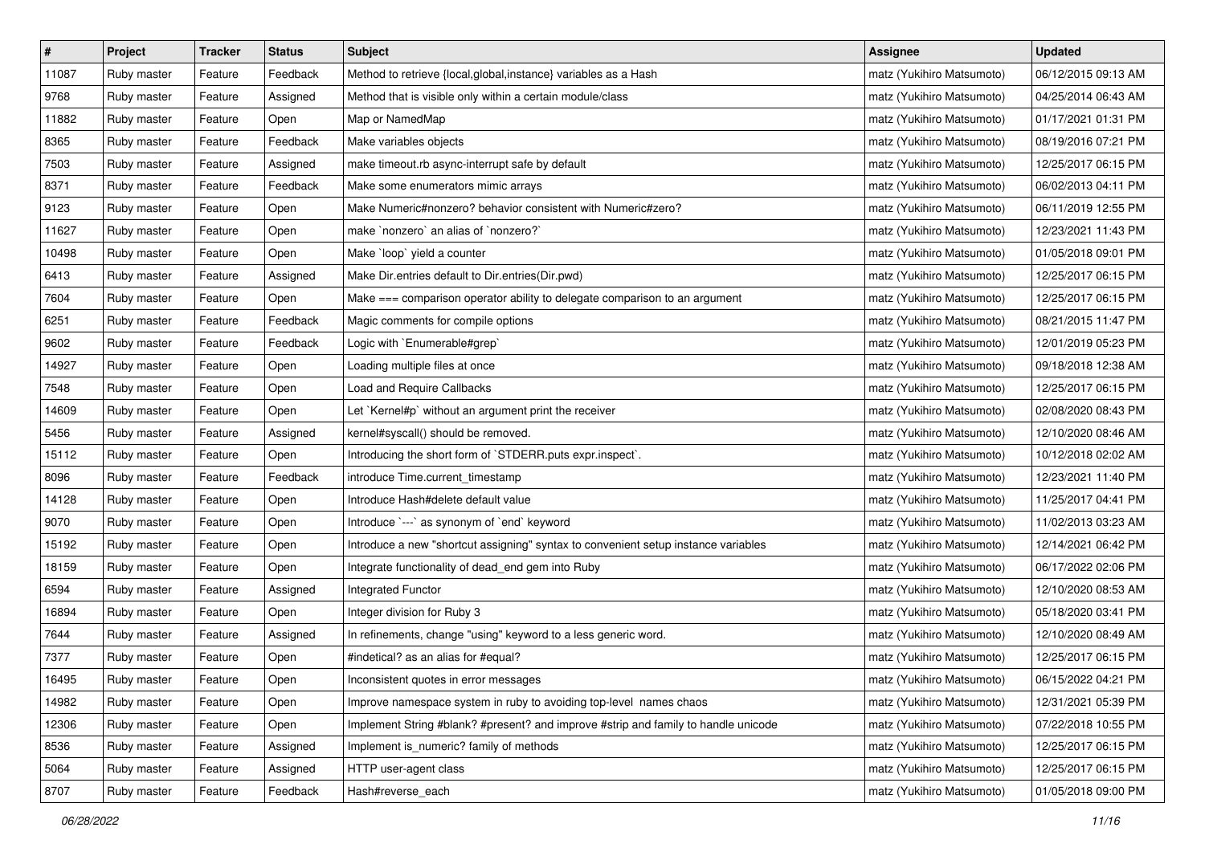| # | Project | Tracker | Status | Subject | Assignee | Updated |
| --- | --- | --- | --- | --- | --- | --- |
| 11087 | Ruby master | Feature | Feedback | Method to retrieve {local,global,instance} variables as a Hash | matz (Yukihiro Matsumoto) | 06/12/2015 09:13 AM |
| 9768 | Ruby master | Feature | Assigned | Method that is visible only within a certain module/class | matz (Yukihiro Matsumoto) | 04/25/2014 06:43 AM |
| 11882 | Ruby master | Feature | Open | Map or NamedMap | matz (Yukihiro Matsumoto) | 01/17/2021 01:31 PM |
| 8365 | Ruby master | Feature | Feedback | Make variables objects | matz (Yukihiro Matsumoto) | 08/19/2016 07:21 PM |
| 7503 | Ruby master | Feature | Assigned | make timeout.rb async-interrupt safe by default | matz (Yukihiro Matsumoto) | 12/25/2017 06:15 PM |
| 8371 | Ruby master | Feature | Feedback | Make some enumerators mimic arrays | matz (Yukihiro Matsumoto) | 06/02/2013 04:11 PM |
| 9123 | Ruby master | Feature | Open | Make Numeric#nonzero? behavior consistent with Numeric#zero? | matz (Yukihiro Matsumoto) | 06/11/2019 12:55 PM |
| 11627 | Ruby master | Feature | Open | make `nonzero` an alias of `nonzero?` | matz (Yukihiro Matsumoto) | 12/23/2021 11:43 PM |
| 10498 | Ruby master | Feature | Open | Make `loop` yield a counter | matz (Yukihiro Matsumoto) | 01/05/2018 09:01 PM |
| 6413 | Ruby master | Feature | Assigned | Make Dir.entries default to Dir.entries(Dir.pwd) | matz (Yukihiro Matsumoto) | 12/25/2017 06:15 PM |
| 7604 | Ruby master | Feature | Open | Make === comparison operator ability to delegate comparison to an argument | matz (Yukihiro Matsumoto) | 12/25/2017 06:15 PM |
| 6251 | Ruby master | Feature | Feedback | Magic comments for compile options | matz (Yukihiro Matsumoto) | 08/21/2015 11:47 PM |
| 9602 | Ruby master | Feature | Feedback | Logic with `Enumerable#grep` | matz (Yukihiro Matsumoto) | 12/01/2019 05:23 PM |
| 14927 | Ruby master | Feature | Open | Loading multiple files at once | matz (Yukihiro Matsumoto) | 09/18/2018 12:38 AM |
| 7548 | Ruby master | Feature | Open | Load and Require Callbacks | matz (Yukihiro Matsumoto) | 12/25/2017 06:15 PM |
| 14609 | Ruby master | Feature | Open | Let `Kernel#p` without an argument print the receiver | matz (Yukihiro Matsumoto) | 02/08/2020 08:43 PM |
| 5456 | Ruby master | Feature | Assigned | kernel#syscall() should be removed. | matz (Yukihiro Matsumoto) | 12/10/2020 08:46 AM |
| 15112 | Ruby master | Feature | Open | Introducing the short form of `STDERR.puts expr.inspect`. | matz (Yukihiro Matsumoto) | 10/12/2018 02:02 AM |
| 8096 | Ruby master | Feature | Feedback | introduce Time.current_timestamp | matz (Yukihiro Matsumoto) | 12/23/2021 11:40 PM |
| 14128 | Ruby master | Feature | Open | Introduce Hash#delete default value | matz (Yukihiro Matsumoto) | 11/25/2017 04:41 PM |
| 9070 | Ruby master | Feature | Open | Introduce `---` as synonym of `end` keyword | matz (Yukihiro Matsumoto) | 11/02/2013 03:23 AM |
| 15192 | Ruby master | Feature | Open | Introduce a new "shortcut assigning" syntax to convenient setup instance variables | matz (Yukihiro Matsumoto) | 12/14/2021 06:42 PM |
| 18159 | Ruby master | Feature | Open | Integrate functionality of dead_end gem into Ruby | matz (Yukihiro Matsumoto) | 06/17/2022 02:06 PM |
| 6594 | Ruby master | Feature | Assigned | Integrated Functor | matz (Yukihiro Matsumoto) | 12/10/2020 08:53 AM |
| 16894 | Ruby master | Feature | Open | Integer division for Ruby 3 | matz (Yukihiro Matsumoto) | 05/18/2020 03:41 PM |
| 7644 | Ruby master | Feature | Assigned | In refinements, change "using" keyword to a less generic word. | matz (Yukihiro Matsumoto) | 12/10/2020 08:49 AM |
| 7377 | Ruby master | Feature | Open | #indetical? as an alias for #equal? | matz (Yukihiro Matsumoto) | 12/25/2017 06:15 PM |
| 16495 | Ruby master | Feature | Open | Inconsistent quotes in error messages | matz (Yukihiro Matsumoto) | 06/15/2022 04:21 PM |
| 14982 | Ruby master | Feature | Open | Improve namespace system in ruby to avoiding top-level names chaos | matz (Yukihiro Matsumoto) | 12/31/2021 05:39 PM |
| 12306 | Ruby master | Feature | Open | Implement String #blank? #present? and improve #strip and family to handle unicode | matz (Yukihiro Matsumoto) | 07/22/2018 10:55 PM |
| 8536 | Ruby master | Feature | Assigned | Implement is_numeric? family of methods | matz (Yukihiro Matsumoto) | 12/25/2017 06:15 PM |
| 5064 | Ruby master | Feature | Assigned | HTTP user-agent class | matz (Yukihiro Matsumoto) | 12/25/2017 06:15 PM |
| 8707 | Ruby master | Feature | Feedback | Hash#reverse_each | matz (Yukihiro Matsumoto) | 01/05/2018 09:00 PM |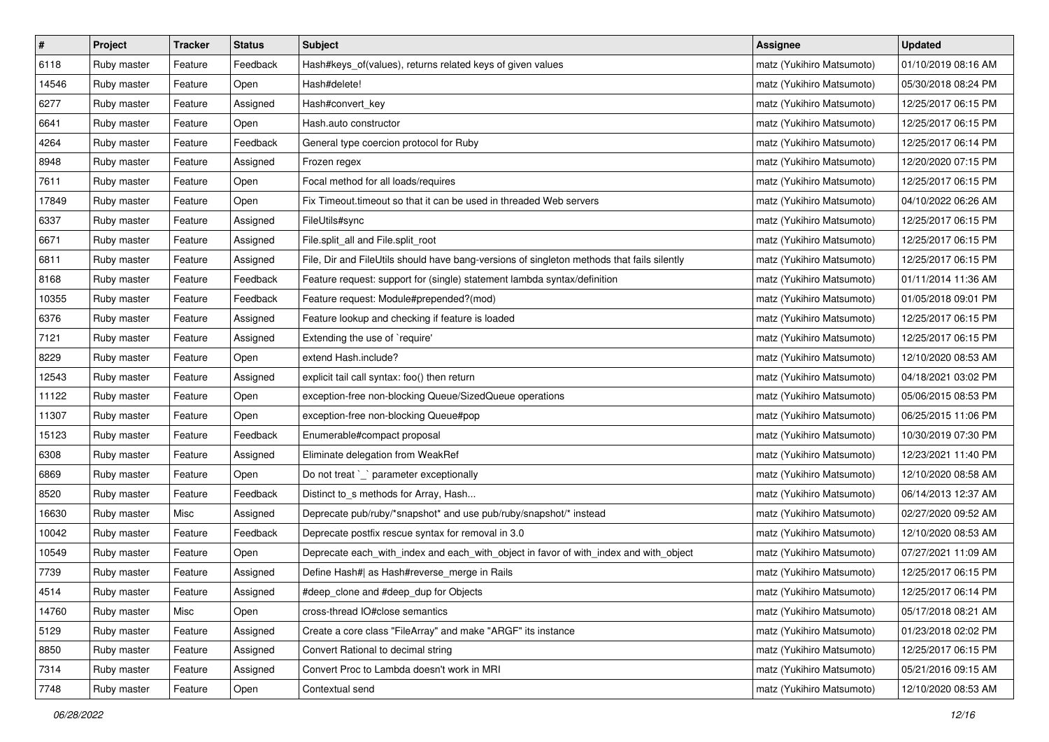| # | Project | Tracker | Status | Subject | Assignee | Updated |
| --- | --- | --- | --- | --- | --- | --- |
| 6118 | Ruby master | Feature | Feedback | Hash#keys_of(values), returns related keys of given values | matz (Yukihiro Matsumoto) | 01/10/2019 08:16 AM |
| 14546 | Ruby master | Feature | Open | Hash#delete! | matz (Yukihiro Matsumoto) | 05/30/2018 08:24 PM |
| 6277 | Ruby master | Feature | Assigned | Hash#convert_key | matz (Yukihiro Matsumoto) | 12/25/2017 06:15 PM |
| 6641 | Ruby master | Feature | Open | Hash.auto constructor | matz (Yukihiro Matsumoto) | 12/25/2017 06:15 PM |
| 4264 | Ruby master | Feature | Feedback | General type coercion protocol for Ruby | matz (Yukihiro Matsumoto) | 12/25/2017 06:14 PM |
| 8948 | Ruby master | Feature | Assigned | Frozen regex | matz (Yukihiro Matsumoto) | 12/20/2020 07:15 PM |
| 7611 | Ruby master | Feature | Open | Focal method for all loads/requires | matz (Yukihiro Matsumoto) | 12/25/2017 06:15 PM |
| 17849 | Ruby master | Feature | Open | Fix Timeout.timeout so that it can be used in threaded Web servers | matz (Yukihiro Matsumoto) | 04/10/2022 06:26 AM |
| 6337 | Ruby master | Feature | Assigned | FileUtils#sync | matz (Yukihiro Matsumoto) | 12/25/2017 06:15 PM |
| 6671 | Ruby master | Feature | Assigned | File.split_all and File.split_root | matz (Yukihiro Matsumoto) | 12/25/2017 06:15 PM |
| 6811 | Ruby master | Feature | Assigned | File, Dir and FileUtils should have bang-versions of singleton methods that fails silently | matz (Yukihiro Matsumoto) | 12/25/2017 06:15 PM |
| 8168 | Ruby master | Feature | Feedback | Feature request: support for (single) statement lambda syntax/definition | matz (Yukihiro Matsumoto) | 01/11/2014 11:36 AM |
| 10355 | Ruby master | Feature | Feedback | Feature request: Module#prepended?(mod) | matz (Yukihiro Matsumoto) | 01/05/2018 09:01 PM |
| 6376 | Ruby master | Feature | Assigned | Feature lookup and checking if feature is loaded | matz (Yukihiro Matsumoto) | 12/25/2017 06:15 PM |
| 7121 | Ruby master | Feature | Assigned | Extending the use of `require' | matz (Yukihiro Matsumoto) | 12/25/2017 06:15 PM |
| 8229 | Ruby master | Feature | Open | extend Hash.include? | matz (Yukihiro Matsumoto) | 12/10/2020 08:53 AM |
| 12543 | Ruby master | Feature | Assigned | explicit tail call syntax: foo() then return | matz (Yukihiro Matsumoto) | 04/18/2021 03:02 PM |
| 11122 | Ruby master | Feature | Open | exception-free non-blocking Queue/SizedQueue operations | matz (Yukihiro Matsumoto) | 05/06/2015 08:53 PM |
| 11307 | Ruby master | Feature | Open | exception-free non-blocking Queue#pop | matz (Yukihiro Matsumoto) | 06/25/2015 11:06 PM |
| 15123 | Ruby master | Feature | Feedback | Enumerable#compact proposal | matz (Yukihiro Matsumoto) | 10/30/2019 07:30 PM |
| 6308 | Ruby master | Feature | Assigned | Eliminate delegation from WeakRef | matz (Yukihiro Matsumoto) | 12/23/2021 11:40 PM |
| 6869 | Ruby master | Feature | Open | Do not treat `_` parameter exceptionally | matz (Yukihiro Matsumoto) | 12/10/2020 08:58 AM |
| 8520 | Ruby master | Feature | Feedback | Distinct to_s methods for Array, Hash... | matz (Yukihiro Matsumoto) | 06/14/2013 12:37 AM |
| 16630 | Ruby master | Misc | Assigned | Deprecate pub/ruby/*snapshot* and use pub/ruby/snapshot/* instead | matz (Yukihiro Matsumoto) | 02/27/2020 09:52 AM |
| 10042 | Ruby master | Feature | Feedback | Deprecate postfix rescue syntax for removal in 3.0 | matz (Yukihiro Matsumoto) | 12/10/2020 08:53 AM |
| 10549 | Ruby master | Feature | Open | Deprecate each_with_index and each_with_object in favor of with_index and with_object | matz (Yukihiro Matsumoto) | 07/27/2021 11:09 AM |
| 7739 | Ruby master | Feature | Assigned | Define Hash#\| as Hash#reverse_merge in Rails | matz (Yukihiro Matsumoto) | 12/25/2017 06:15 PM |
| 4514 | Ruby master | Feature | Assigned | #deep_clone and #deep_dup for Objects | matz (Yukihiro Matsumoto) | 12/25/2017 06:14 PM |
| 14760 | Ruby master | Misc | Open | cross-thread IO#close semantics | matz (Yukihiro Matsumoto) | 05/17/2018 08:21 AM |
| 5129 | Ruby master | Feature | Assigned | Create a core class "FileArray" and make "ARGF" its instance | matz (Yukihiro Matsumoto) | 01/23/2018 02:02 PM |
| 8850 | Ruby master | Feature | Assigned | Convert Rational to decimal string | matz (Yukihiro Matsumoto) | 12/25/2017 06:15 PM |
| 7314 | Ruby master | Feature | Assigned | Convert Proc to Lambda doesn't work in MRI | matz (Yukihiro Matsumoto) | 05/21/2016 09:15 AM |
| 7748 | Ruby master | Feature | Open | Contextual send | matz (Yukihiro Matsumoto) | 12/10/2020 08:53 AM |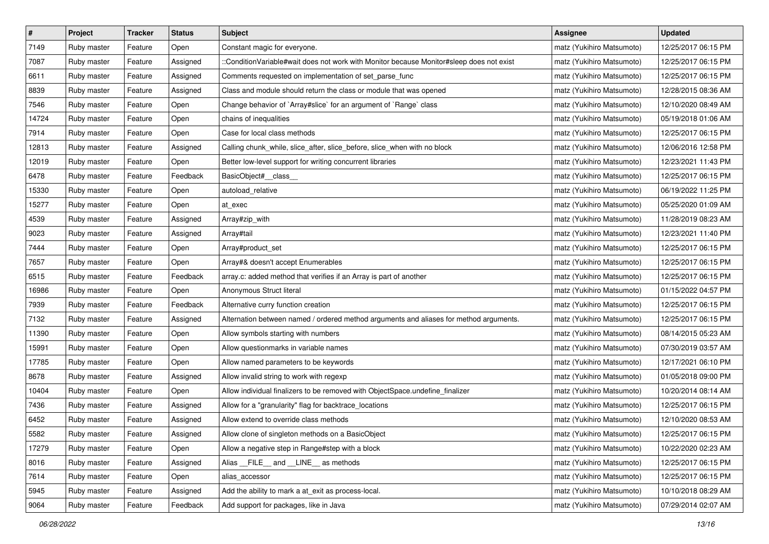| # | Project | Tracker | Status | Subject | Assignee | Updated |
|---|---|---|---|---|---|---|
| 7149 | Ruby master | Feature | Open | Constant magic for everyone. | matz (Yukihiro Matsumoto) | 12/25/2017 06:15 PM |
| 7087 | Ruby master | Feature | Assigned | ::ConditionVariable#wait does not work with Monitor because Monitor#sleep does not exist | matz (Yukihiro Matsumoto) | 12/25/2017 06:15 PM |
| 6611 | Ruby master | Feature | Assigned | Comments requested on implementation of set_parse_func | matz (Yukihiro Matsumoto) | 12/25/2017 06:15 PM |
| 8839 | Ruby master | Feature | Assigned | Class and module should return the class or module that was opened | matz (Yukihiro Matsumoto) | 12/28/2015 08:36 AM |
| 7546 | Ruby master | Feature | Open | Change behavior of `Array#slice` for an argument of `Range` class | matz (Yukihiro Matsumoto) | 12/10/2020 08:49 AM |
| 14724 | Ruby master | Feature | Open | chains of inequalities | matz (Yukihiro Matsumoto) | 05/19/2018 01:06 AM |
| 7914 | Ruby master | Feature | Open | Case for local class methods | matz (Yukihiro Matsumoto) | 12/25/2017 06:15 PM |
| 12813 | Ruby master | Feature | Assigned | Calling chunk_while, slice_after, slice_before, slice_when with no block | matz (Yukihiro Matsumoto) | 12/06/2016 12:58 PM |
| 12019 | Ruby master | Feature | Open | Better low-level support for writing concurrent libraries | matz (Yukihiro Matsumoto) | 12/23/2021 11:43 PM |
| 6478 | Ruby master | Feature | Feedback | BasicObject#__class__ | matz (Yukihiro Matsumoto) | 12/25/2017 06:15 PM |
| 15330 | Ruby master | Feature | Open | autoload_relative | matz (Yukihiro Matsumoto) | 06/19/2022 11:25 PM |
| 15277 | Ruby master | Feature | Open | at_exec | matz (Yukihiro Matsumoto) | 05/25/2020 01:09 AM |
| 4539 | Ruby master | Feature | Assigned | Array#zip_with | matz (Yukihiro Matsumoto) | 11/28/2019 08:23 AM |
| 9023 | Ruby master | Feature | Assigned | Array#tail | matz (Yukihiro Matsumoto) | 12/23/2021 11:40 PM |
| 7444 | Ruby master | Feature | Open | Array#product_set | matz (Yukihiro Matsumoto) | 12/25/2017 06:15 PM |
| 7657 | Ruby master | Feature | Open | Array#& doesn't accept Enumerables | matz (Yukihiro Matsumoto) | 12/25/2017 06:15 PM |
| 6515 | Ruby master | Feature | Feedback | array.c: added method that verifies if an Array is part of another | matz (Yukihiro Matsumoto) | 12/25/2017 06:15 PM |
| 16986 | Ruby master | Feature | Open | Anonymous Struct literal | matz (Yukihiro Matsumoto) | 01/15/2022 04:57 PM |
| 7939 | Ruby master | Feature | Feedback | Alternative curry function creation | matz (Yukihiro Matsumoto) | 12/25/2017 06:15 PM |
| 7132 | Ruby master | Feature | Assigned | Alternation between named / ordered method arguments and aliases for method arguments. | matz (Yukihiro Matsumoto) | 12/25/2017 06:15 PM |
| 11390 | Ruby master | Feature | Open | Allow symbols starting with numbers | matz (Yukihiro Matsumoto) | 08/14/2015 05:23 AM |
| 15991 | Ruby master | Feature | Open | Allow questionmarks in variable names | matz (Yukihiro Matsumoto) | 07/30/2019 03:57 AM |
| 17785 | Ruby master | Feature | Open | Allow named parameters to be keywords | matz (Yukihiro Matsumoto) | 12/17/2021 06:10 PM |
| 8678 | Ruby master | Feature | Assigned | Allow invalid string to work with regexp | matz (Yukihiro Matsumoto) | 01/05/2018 09:00 PM |
| 10404 | Ruby master | Feature | Open | Allow individual finalizers to be removed with ObjectSpace.undefine_finalizer | matz (Yukihiro Matsumoto) | 10/20/2014 08:14 AM |
| 7436 | Ruby master | Feature | Assigned | Allow for a "granularity" flag for backtrace_locations | matz (Yukihiro Matsumoto) | 12/25/2017 06:15 PM |
| 6452 | Ruby master | Feature | Assigned | Allow extend to override class methods | matz (Yukihiro Matsumoto) | 12/10/2020 08:53 AM |
| 5582 | Ruby master | Feature | Assigned | Allow clone of singleton methods on a BasicObject | matz (Yukihiro Matsumoto) | 12/25/2017 06:15 PM |
| 17279 | Ruby master | Feature | Open | Allow a negative step in Range#step with a block | matz (Yukihiro Matsumoto) | 10/22/2020 02:23 AM |
| 8016 | Ruby master | Feature | Assigned | Alias __FILE__ and __LINE__ as methods | matz (Yukihiro Matsumoto) | 12/25/2017 06:15 PM |
| 7614 | Ruby master | Feature | Open | alias_accessor | matz (Yukihiro Matsumoto) | 12/25/2017 06:15 PM |
| 5945 | Ruby master | Feature | Assigned | Add the ability to mark a at_exit as process-local. | matz (Yukihiro Matsumoto) | 10/10/2018 08:29 AM |
| 9064 | Ruby master | Feature | Feedback | Add support for packages, like in Java | matz (Yukihiro Matsumoto) | 07/29/2014 02:07 AM |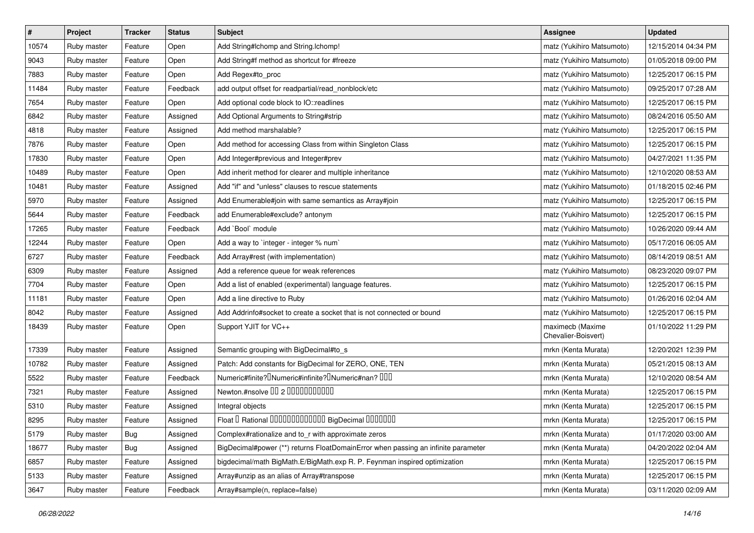| # | Project | Tracker | Status | Subject | Assignee | Updated |
|---|---|---|---|---|---|---|
| 10574 | Ruby master | Feature | Open | Add String#lchomp and String.lchomp! | matz (Yukihiro Matsumoto) | 12/15/2014 04:34 PM |
| 9043 | Ruby master | Feature | Open | Add String#f method as shortcut for #freeze | matz (Yukihiro Matsumoto) | 01/05/2018 09:00 PM |
| 7883 | Ruby master | Feature | Open | Add Regex#to_proc | matz (Yukihiro Matsumoto) | 12/25/2017 06:15 PM |
| 11484 | Ruby master | Feature | Feedback | add output offset for readpartial/read_nonblock/etc | matz (Yukihiro Matsumoto) | 09/25/2017 07:28 AM |
| 7654 | Ruby master | Feature | Open | Add optional code block to IO::readlines | matz (Yukihiro Matsumoto) | 12/25/2017 06:15 PM |
| 6842 | Ruby master | Feature | Assigned | Add Optional Arguments to String#strip | matz (Yukihiro Matsumoto) | 08/24/2016 05:50 AM |
| 4818 | Ruby master | Feature | Assigned | Add method marshalable? | matz (Yukihiro Matsumoto) | 12/25/2017 06:15 PM |
| 7876 | Ruby master | Feature | Open | Add method for accessing Class from within Singleton Class | matz (Yukihiro Matsumoto) | 12/25/2017 06:15 PM |
| 17830 | Ruby master | Feature | Open | Add Integer#previous and Integer#prev | matz (Yukihiro Matsumoto) | 04/27/2021 11:35 PM |
| 10489 | Ruby master | Feature | Open | Add inherit method for clearer and multiple inheritance | matz (Yukihiro Matsumoto) | 12/10/2020 08:53 AM |
| 10481 | Ruby master | Feature | Assigned | Add "if" and "unless" clauses to rescue statements | matz (Yukihiro Matsumoto) | 01/18/2015 02:46 PM |
| 5970 | Ruby master | Feature | Assigned | Add Enumerable#join with same semantics as Array#join | matz (Yukihiro Matsumoto) | 12/25/2017 06:15 PM |
| 5644 | Ruby master | Feature | Feedback | add Enumerable#exclude? antonym | matz (Yukihiro Matsumoto) | 12/25/2017 06:15 PM |
| 17265 | Ruby master | Feature | Feedback | Add `Bool` module | matz (Yukihiro Matsumoto) | 10/26/2020 09:44 AM |
| 12244 | Ruby master | Feature | Open | Add a way to `integer - integer % num` | matz (Yukihiro Matsumoto) | 05/17/2016 06:05 AM |
| 6727 | Ruby master | Feature | Feedback | Add Array#rest (with implementation) | matz (Yukihiro Matsumoto) | 08/14/2019 08:51 AM |
| 6309 | Ruby master | Feature | Assigned | Add a reference queue for weak references | matz (Yukihiro Matsumoto) | 08/23/2020 09:07 PM |
| 7704 | Ruby master | Feature | Open | Add a list of enabled (experimental) language features. | matz (Yukihiro Matsumoto) | 12/25/2017 06:15 PM |
| 11181 | Ruby master | Feature | Open | Add a line directive to Ruby | matz (Yukihiro Matsumoto) | 01/26/2016 02:04 AM |
| 8042 | Ruby master | Feature | Assigned | Add Addrinfo#socket to create a socket that is not connected or bound | matz (Yukihiro Matsumoto) | 12/25/2017 06:15 PM |
| 18439 | Ruby master | Feature | Open | Support YJIT for VC++ | maximecb (Maxime Chevalier-Boisvert) | 01/10/2022 11:29 PM |
| 17339 | Ruby master | Feature | Assigned | Semantic grouping with BigDecimal#to_s | mrkn (Kenta Murata) | 12/20/2021 12:39 PM |
| 10782 | Ruby master | Feature | Assigned | Patch: Add constants for BigDecimal for ZERO, ONE, TEN | mrkn (Kenta Murata) | 05/21/2015 08:13 AM |
| 5522 | Ruby master | Feature | Feedback | Numeric#finite?�Numeric#infinite?�Numeric#nan? ��� | mrkn (Kenta Murata) | 12/10/2020 08:54 AM |
| 7321 | Ruby master | Feature | Assigned | Newton.#nsolve �� 2 ����������� | mrkn (Kenta Murata) | 12/25/2017 06:15 PM |
| 5310 | Ruby master | Feature | Assigned | Integral objects | mrkn (Kenta Murata) | 12/25/2017 06:15 PM |
| 8295 | Ruby master | Feature | Assigned | Float � Rational ������������� BigDecimal ������� | mrkn (Kenta Murata) | 12/25/2017 06:15 PM |
| 5179 | Ruby master | Bug | Assigned | Complex#rationalize and to_r with approximate zeros | mrkn (Kenta Murata) | 01/17/2020 03:00 AM |
| 18677 | Ruby master | Bug | Assigned | BigDecimal#power (**) returns FloatDomainError when passing an infinite parameter | mrkn (Kenta Murata) | 04/20/2022 02:04 AM |
| 6857 | Ruby master | Feature | Assigned | bigdecimal/math BigMath.E/BigMath.exp R. P. Feynman inspired optimization | mrkn (Kenta Murata) | 12/25/2017 06:15 PM |
| 5133 | Ruby master | Feature | Assigned | Array#unzip as an alias of Array#transpose | mrkn (Kenta Murata) | 12/25/2017 06:15 PM |
| 3647 | Ruby master | Feature | Feedback | Array#sample(n, replace=false) | mrkn (Kenta Murata) | 03/11/2020 02:09 AM |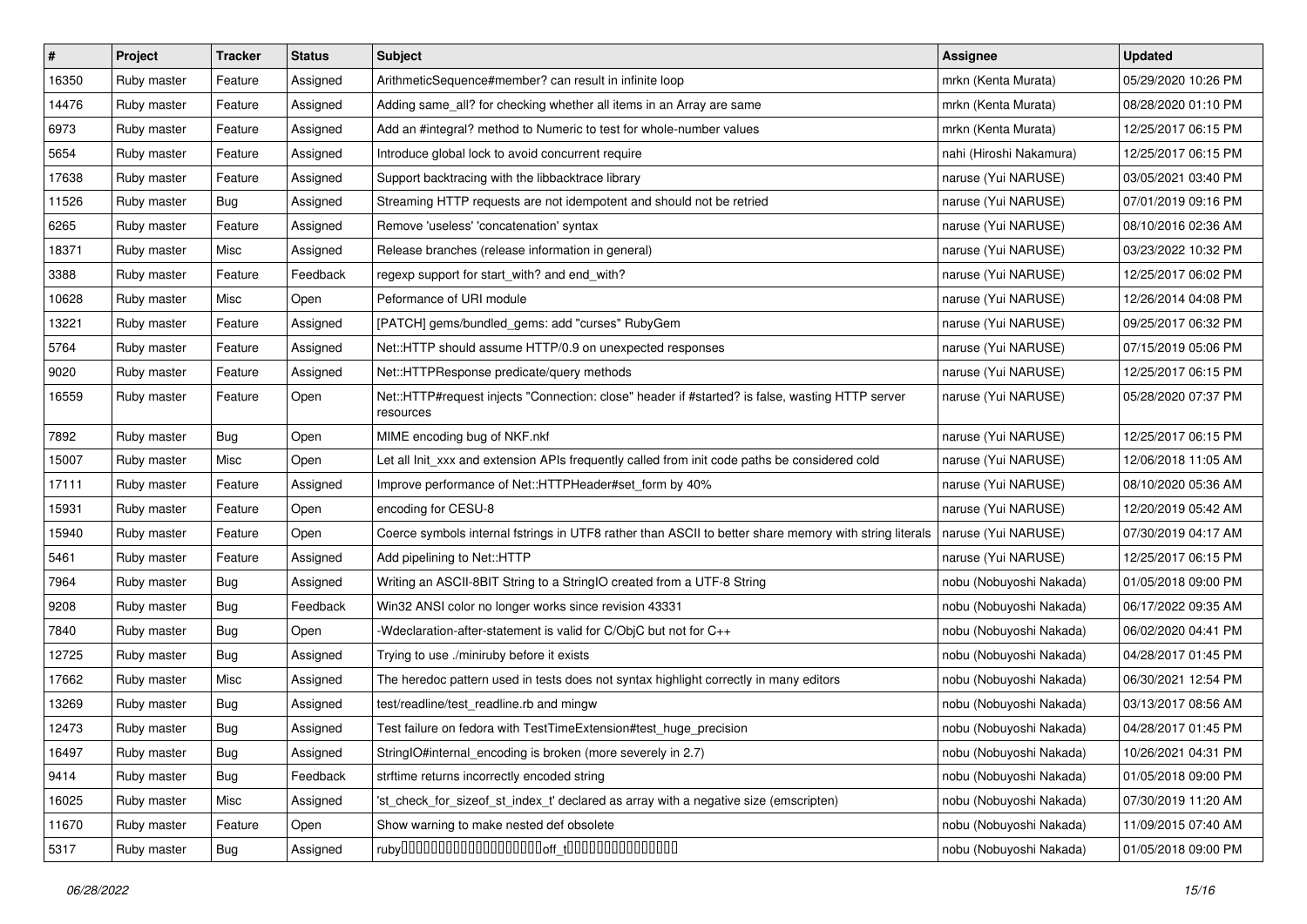| # | Project | Tracker | Status | Subject | Assignee | Updated |
|---|---|---|---|---|---|---|
| 16350 | Ruby master | Feature | Assigned | ArithmeticSequence#member? can result in infinite loop | mrkn (Kenta Murata) | 05/29/2020 10:26 PM |
| 14476 | Ruby master | Feature | Assigned | Adding same_all? for checking whether all items in an Array are same | mrkn (Kenta Murata) | 08/28/2020 01:10 PM |
| 6973 | Ruby master | Feature | Assigned | Add an #integral? method to Numeric to test for whole-number values | mrkn (Kenta Murata) | 12/25/2017 06:15 PM |
| 5654 | Ruby master | Feature | Assigned | Introduce global lock to avoid concurrent require | nahi (Hiroshi Nakamura) | 12/25/2017 06:15 PM |
| 17638 | Ruby master | Feature | Assigned | Support backtracing with the libbacktrace library | naruse (Yui NARUSE) | 03/05/2021 03:40 PM |
| 11526 | Ruby master | Bug | Assigned | Streaming HTTP requests are not idempotent and should not be retried | naruse (Yui NARUSE) | 07/01/2019 09:16 PM |
| 6265 | Ruby master | Feature | Assigned | Remove 'useless' 'concatenation' syntax | naruse (Yui NARUSE) | 08/10/2016 02:36 AM |
| 18371 | Ruby master | Misc | Assigned | Release branches (release information in general) | naruse (Yui NARUSE) | 03/23/2022 10:32 PM |
| 3388 | Ruby master | Feature | Feedback | regexp support for start_with? and end_with? | naruse (Yui NARUSE) | 12/25/2017 06:02 PM |
| 10628 | Ruby master | Misc | Open | Peformance of URI module | naruse (Yui NARUSE) | 12/26/2014 04:08 PM |
| 13221 | Ruby master | Feature | Assigned | [PATCH] gems/bundled_gems: add "curses" RubyGem | naruse (Yui NARUSE) | 09/25/2017 06:32 PM |
| 5764 | Ruby master | Feature | Assigned | Net::HTTP should assume HTTP/0.9 on unexpected responses | naruse (Yui NARUSE) | 07/15/2019 05:06 PM |
| 9020 | Ruby master | Feature | Assigned | Net::HTTPResponse predicate/query methods | naruse (Yui NARUSE) | 12/25/2017 06:15 PM |
| 16559 | Ruby master | Feature | Open | Net::HTTP#request injects "Connection: close" header if #started? is false, wasting HTTP server resources | naruse (Yui NARUSE) | 05/28/2020 07:37 PM |
| 7892 | Ruby master | Bug | Open | MIME encoding bug of NKF.nkf | naruse (Yui NARUSE) | 12/25/2017 06:15 PM |
| 15007 | Ruby master | Misc | Open | Let all Init_xxx and extension APIs frequently called from init code paths be considered cold | naruse (Yui NARUSE) | 12/06/2018 11:05 AM |
| 17111 | Ruby master | Feature | Assigned | Improve performance of Net::HTTPHeader#set_form by 40% | naruse (Yui NARUSE) | 08/10/2020 05:36 AM |
| 15931 | Ruby master | Feature | Open | encoding for CESU-8 | naruse (Yui NARUSE) | 12/20/2019 05:42 AM |
| 15940 | Ruby master | Feature | Open | Coerce symbols internal fstrings in UTF8 rather than ASCII to better share memory with string literals | naruse (Yui NARUSE) | 07/30/2019 04:17 AM |
| 5461 | Ruby master | Feature | Assigned | Add pipelining to Net::HTTP | naruse (Yui NARUSE) | 12/25/2017 06:15 PM |
| 7964 | Ruby master | Bug | Assigned | Writing an ASCII-8BIT String to a StringIO created from a UTF-8 String | nobu (Nobuyoshi Nakada) | 01/05/2018 09:00 PM |
| 9208 | Ruby master | Bug | Feedback | Win32 ANSI color no longer works since revision 43331 | nobu (Nobuyoshi Nakada) | 06/17/2022 09:35 AM |
| 7840 | Ruby master | Bug | Open | -Wdeclaration-after-statement is valid for C/ObjC but not for C++ | nobu (Nobuyoshi Nakada) | 06/02/2020 04:41 PM |
| 12725 | Ruby master | Bug | Assigned | Trying to use ./miniruby before it exists | nobu (Nobuyoshi Nakada) | 04/28/2017 01:45 PM |
| 17662 | Ruby master | Misc | Assigned | The heredoc pattern used in tests does not syntax highlight correctly in many editors | nobu (Nobuyoshi Nakada) | 06/30/2021 12:54 PM |
| 13269 | Ruby master | Bug | Assigned | test/readline/test_readline.rb and mingw | nobu (Nobuyoshi Nakada) | 03/13/2017 08:56 AM |
| 12473 | Ruby master | Bug | Assigned | Test failure on fedora with TestTimeExtension#test_huge_precision | nobu (Nobuyoshi Nakada) | 04/28/2017 01:45 PM |
| 16497 | Ruby master | Bug | Assigned | StringIO#internal_encoding is broken (more severely in 2.7) | nobu (Nobuyoshi Nakada) | 10/26/2021 04:31 PM |
| 9414 | Ruby master | Bug | Feedback | strftime returns incorrectly encoded string | nobu (Nobuyoshi Nakada) | 01/05/2018 09:00 PM |
| 16025 | Ruby master | Misc | Assigned | 'st_check_for_sizeof_st_index_t' declared as array with a negative size (emscripten) | nobu (Nobuyoshi Nakada) | 07/30/2019 11:20 AM |
| 11670 | Ruby master | Feature | Open | Show warning to make nested def obsolete | nobu (Nobuyoshi Nakada) | 11/09/2015 07:40 AM |
| 5317 | Ruby master | Bug | Assigned | ruby□□□□□□□□□□□□□□□□□□□off_t□□□□□□□□□□□□□□ | nobu (Nobuyoshi Nakada) | 01/05/2018 09:00 PM |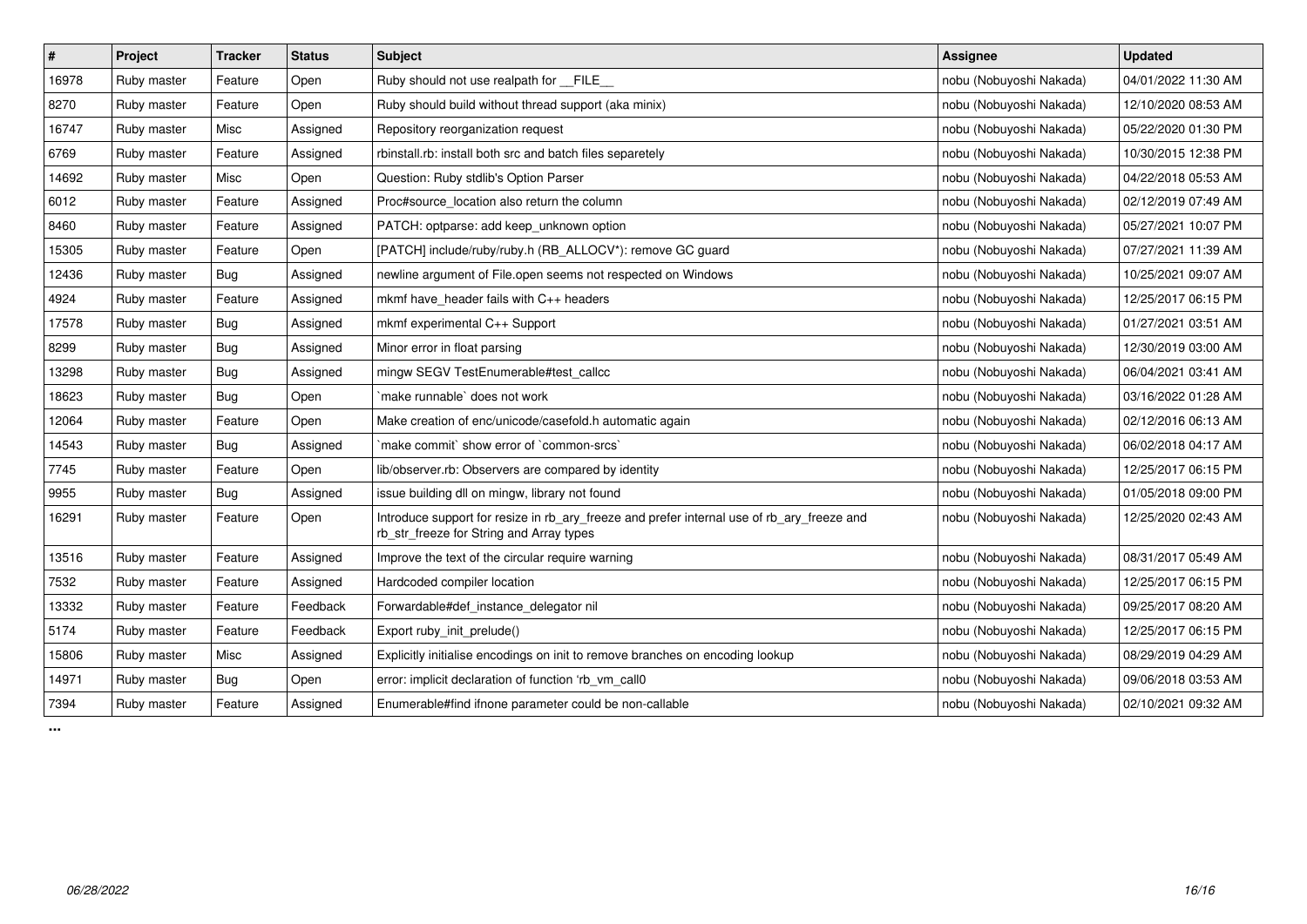| # | Project | Tracker | Status | Subject | Assignee | Updated |
|---|---|---|---|---|---|---|
| 16978 | Ruby master | Feature | Open | Ruby should not use realpath for __FILE__ | nobu (Nobuyoshi Nakada) | 04/01/2022 11:30 AM |
| 8270 | Ruby master | Feature | Open | Ruby should build without thread support (aka minix) | nobu (Nobuyoshi Nakada) | 12/10/2020 08:53 AM |
| 16747 | Ruby master | Misc | Assigned | Repository reorganization request | nobu (Nobuyoshi Nakada) | 05/22/2020 01:30 PM |
| 6769 | Ruby master | Feature | Assigned | rbinstall.rb: install both src and batch files separetely | nobu (Nobuyoshi Nakada) | 10/30/2015 12:38 PM |
| 14692 | Ruby master | Misc | Open | Question: Ruby stdlib's Option Parser | nobu (Nobuyoshi Nakada) | 04/22/2018 05:53 AM |
| 6012 | Ruby master | Feature | Assigned | Proc#source_location also return the column | nobu (Nobuyoshi Nakada) | 02/12/2019 07:49 AM |
| 8460 | Ruby master | Feature | Assigned | PATCH: optparse: add keep_unknown option | nobu (Nobuyoshi Nakada) | 05/27/2021 10:07 PM |
| 15305 | Ruby master | Feature | Open | [PATCH] include/ruby/ruby.h (RB_ALLOCV*): remove GC guard | nobu (Nobuyoshi Nakada) | 07/27/2021 11:39 AM |
| 12436 | Ruby master | Bug | Assigned | newline argument of File.open seems not respected on Windows | nobu (Nobuyoshi Nakada) | 10/25/2021 09:07 AM |
| 4924 | Ruby master | Feature | Assigned | mkmf have_header fails with C++ headers | nobu (Nobuyoshi Nakada) | 12/25/2017 06:15 PM |
| 17578 | Ruby master | Bug | Assigned | mkmf experimental C++ Support | nobu (Nobuyoshi Nakada) | 01/27/2021 03:51 AM |
| 8299 | Ruby master | Bug | Assigned | Minor error in float parsing | nobu (Nobuyoshi Nakada) | 12/30/2019 03:00 AM |
| 13298 | Ruby master | Bug | Assigned | mingw SEGV TestEnumerable#test_callcc | nobu (Nobuyoshi Nakada) | 06/04/2021 03:41 AM |
| 18623 | Ruby master | Bug | Open | `make runnable` does not work | nobu (Nobuyoshi Nakada) | 03/16/2022 01:28 AM |
| 12064 | Ruby master | Feature | Open | Make creation of enc/unicode/casefold.h automatic again | nobu (Nobuyoshi Nakada) | 02/12/2016 06:13 AM |
| 14543 | Ruby master | Bug | Assigned | `make commit` show error of `common-srcs` | nobu (Nobuyoshi Nakada) | 06/02/2018 04:17 AM |
| 7745 | Ruby master | Feature | Open | lib/observer.rb: Observers are compared by identity | nobu (Nobuyoshi Nakada) | 12/25/2017 06:15 PM |
| 9955 | Ruby master | Bug | Assigned | issue building dll on mingw, library not found | nobu (Nobuyoshi Nakada) | 01/05/2018 09:00 PM |
| 16291 | Ruby master | Feature | Open | Introduce support for resize in rb_ary_freeze and prefer internal use of rb_ary_freeze and rb_str_freeze for String and Array types | nobu (Nobuyoshi Nakada) | 12/25/2020 02:43 AM |
| 13516 | Ruby master | Feature | Assigned | Improve the text of the circular require warning | nobu (Nobuyoshi Nakada) | 08/31/2017 05:49 AM |
| 7532 | Ruby master | Feature | Assigned | Hardcoded compiler location | nobu (Nobuyoshi Nakada) | 12/25/2017 06:15 PM |
| 13332 | Ruby master | Feature | Feedback | Forwardable#def_instance_delegator nil | nobu (Nobuyoshi Nakada) | 09/25/2017 08:20 AM |
| 5174 | Ruby master | Feature | Feedback | Export ruby_init_prelude() | nobu (Nobuyoshi Nakada) | 12/25/2017 06:15 PM |
| 15806 | Ruby master | Misc | Assigned | Explicitly initialise encodings on init to remove branches on encoding lookup | nobu (Nobuyoshi Nakada) | 08/29/2019 04:29 AM |
| 14971 | Ruby master | Bug | Open | error: implicit declaration of function 'rb_vm_call0 | nobu (Nobuyoshi Nakada) | 09/06/2018 03:53 AM |
| 7394 | Ruby master | Feature | Assigned | Enumerable#find ifnone parameter could be non-callable | nobu (Nobuyoshi Nakada) | 02/10/2021 09:32 AM |

...